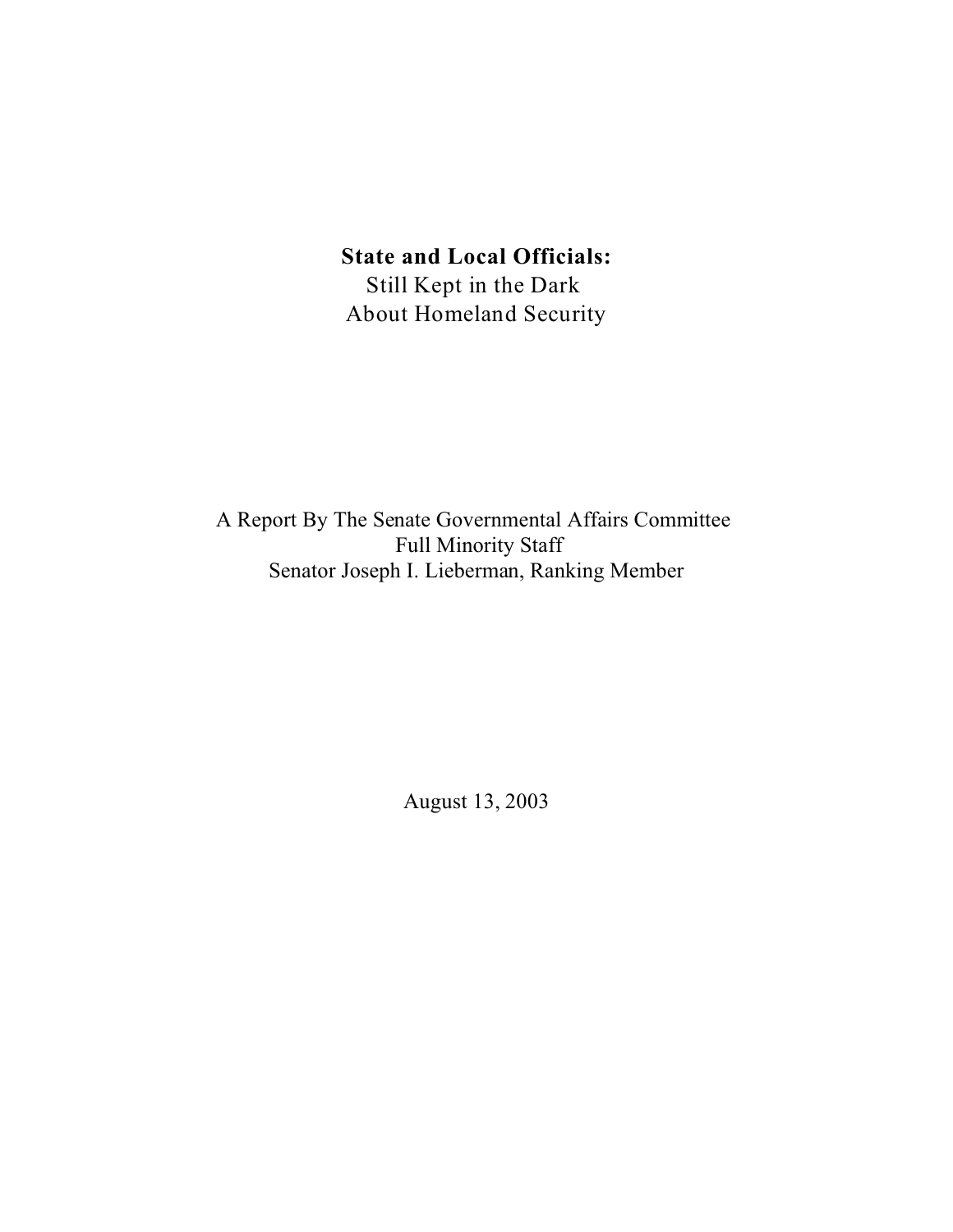# **State and Local Officials:**
Still Kept in the Dark
About Homeland Security

A Report By The Senate Governmental Affairs Committee
Full Minority Staff
Senator Joseph I. Lieberman, Ranking Member

August 13, 2003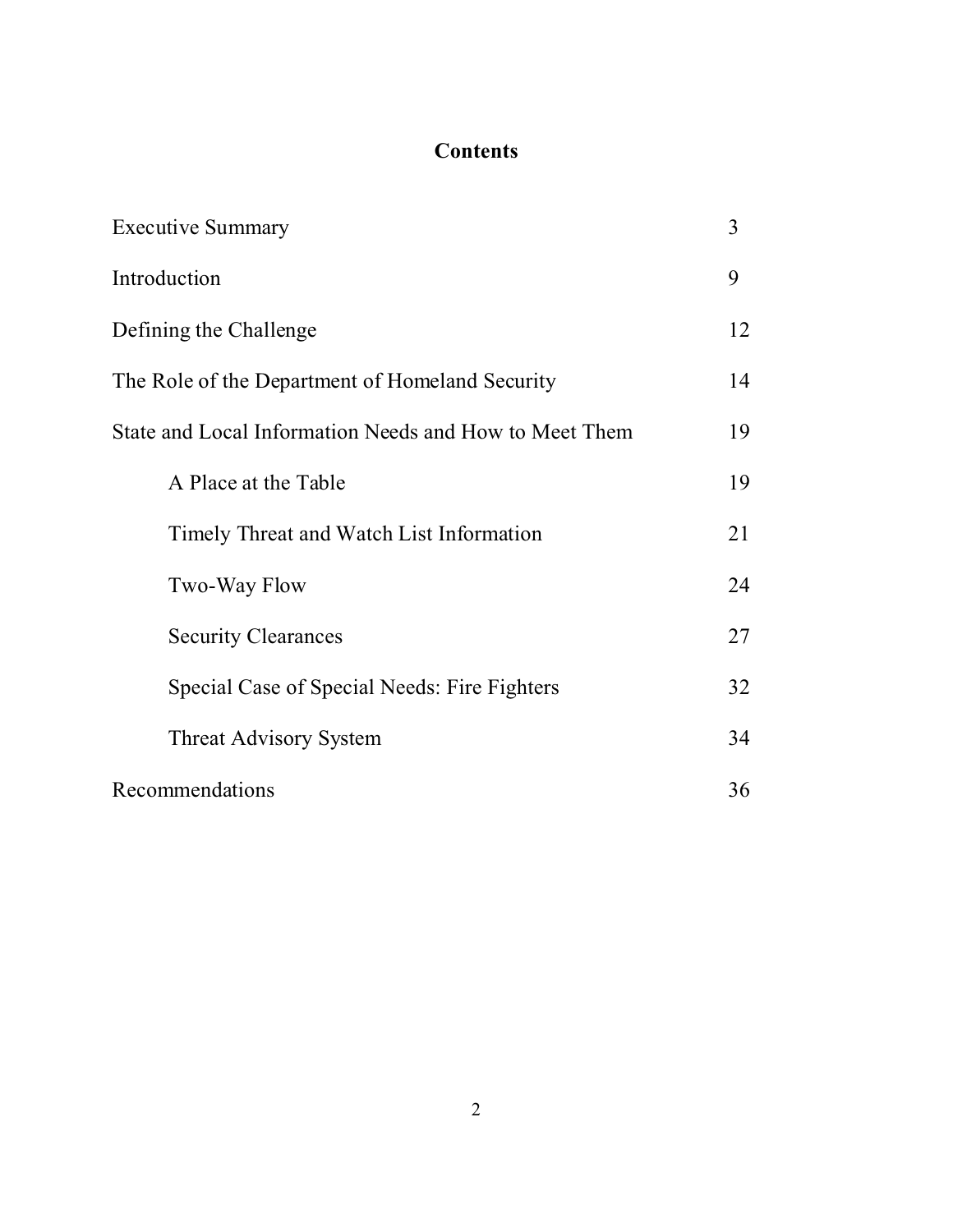# Contents

| | |
|---|---|
| Executive Summary | 3 |
| Introduction | 9 |
| Defining the Challenge | 12 |
| The Role of the Department of Homeland Security | 14 |
| State and Local Information Needs and How to Meet Them | 19 |
| &nbsp;&nbsp;&nbsp;&nbsp;A Place at the Table | 19 |
| &nbsp;&nbsp;&nbsp;&nbsp;Timely Threat and Watch List Information | 21 |
| &nbsp;&nbsp;&nbsp;&nbsp;Two-Way Flow | 24 |
| &nbsp;&nbsp;&nbsp;&nbsp;Security Clearances | 27 |
| &nbsp;&nbsp;&nbsp;&nbsp;Special Case of Special Needs: Fire Fighters | 32 |
| &nbsp;&nbsp;&nbsp;&nbsp;Threat Advisory System | 34 |
| Recommendations | 36 |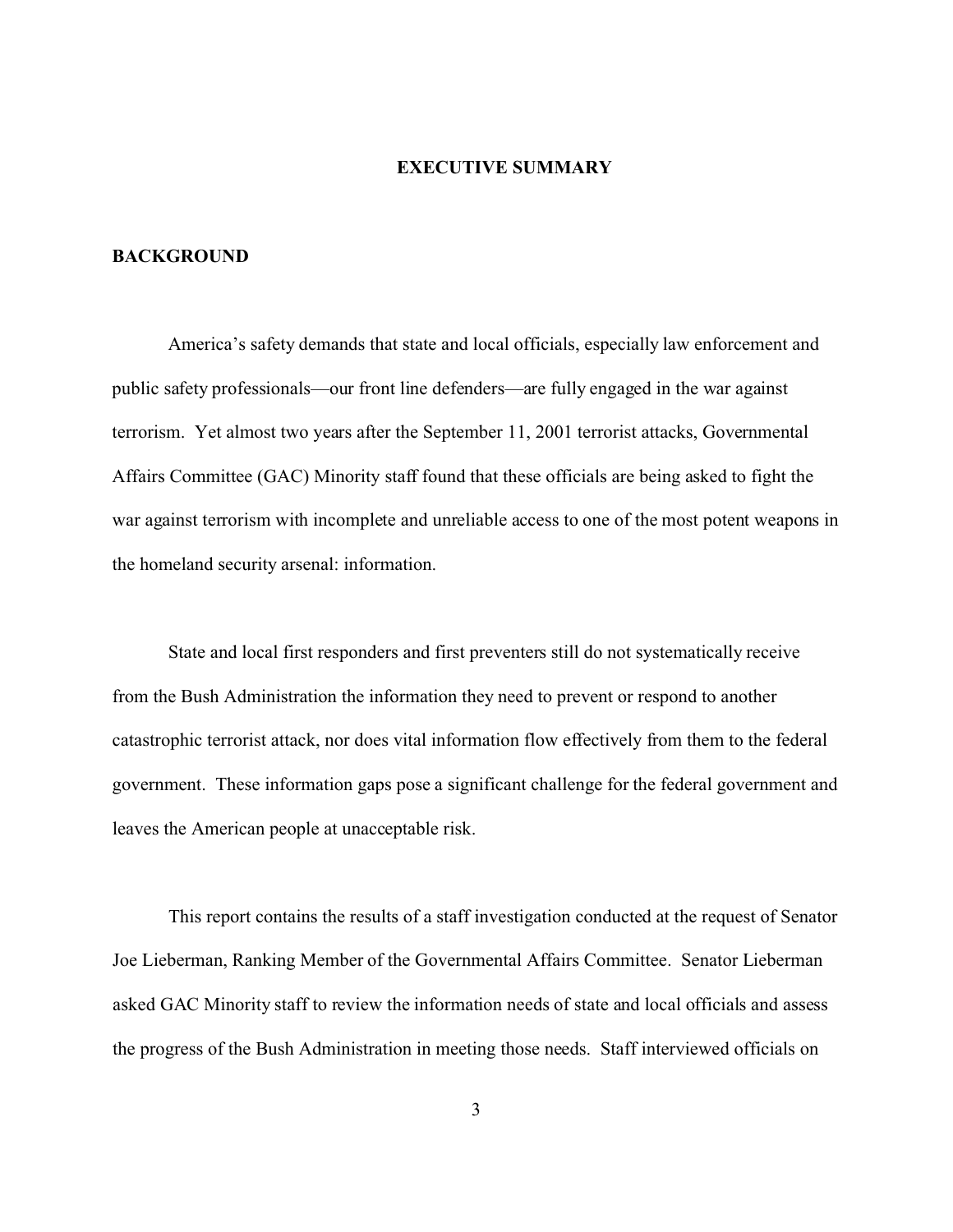# EXECUTIVE SUMMARY

## BACKGROUND

America's safety demands that state and local officials, especially law enforcement and public safety professionals—our front line defenders—are fully engaged in the war against terrorism. Yet almost two years after the September 11, 2001 terrorist attacks, Governmental Affairs Committee (GAC) Minority staff found that these officials are being asked to fight the war against terrorism with incomplete and unreliable access to one of the most potent weapons in the homeland security arsenal: information.

State and local first responders and first preventers still do not systematically receive from the Bush Administration the information they need to prevent or respond to another catastrophic terrorist attack, nor does vital information flow effectively from them to the federal government. These information gaps pose a significant challenge for the federal government and leaves the American people at unacceptable risk.

This report contains the results of a staff investigation conducted at the request of Senator Joe Lieberman, Ranking Member of the Governmental Affairs Committee. Senator Lieberman asked GAC Minority staff to review the information needs of state and local officials and assess the progress of the Bush Administration in meeting those needs. Staff interviewed officials on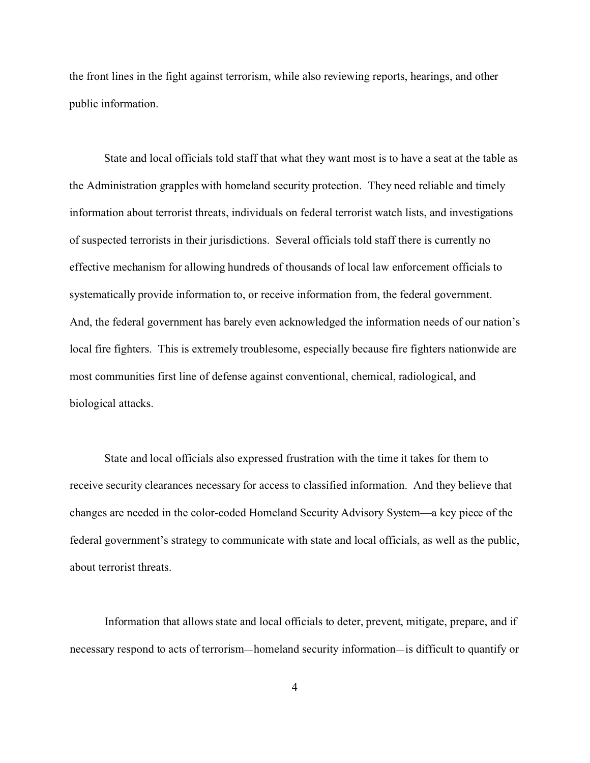the front lines in the fight against terrorism, while also reviewing reports, hearings, and other public information.

State and local officials told staff that what they want most is to have a seat at the table as the Administration grapples with homeland security protection. They need reliable and timely information about terrorist threats, individuals on federal terrorist watch lists, and investigations of suspected terrorists in their jurisdictions. Several officials told staff there is currently no effective mechanism for allowing hundreds of thousands of local law enforcement officials to systematically provide information to, or receive information from, the federal government. And, the federal government has barely even acknowledged the information needs of our nation's local fire fighters. This is extremely troublesome, especially because fire fighters nationwide are most communities first line of defense against conventional, chemical, radiological, and biological attacks.

State and local officials also expressed frustration with the time it takes for them to receive security clearances necessary for access to classified information. And they believe that changes are needed in the color-coded Homeland Security Advisory System—a key piece of the federal government's strategy to communicate with state and local officials, as well as the public, about terrorist threats.

Information that allows state and local officials to deter, prevent, mitigate, prepare, and if necessary respond to acts of terrorism—homeland security information—is difficult to quantify or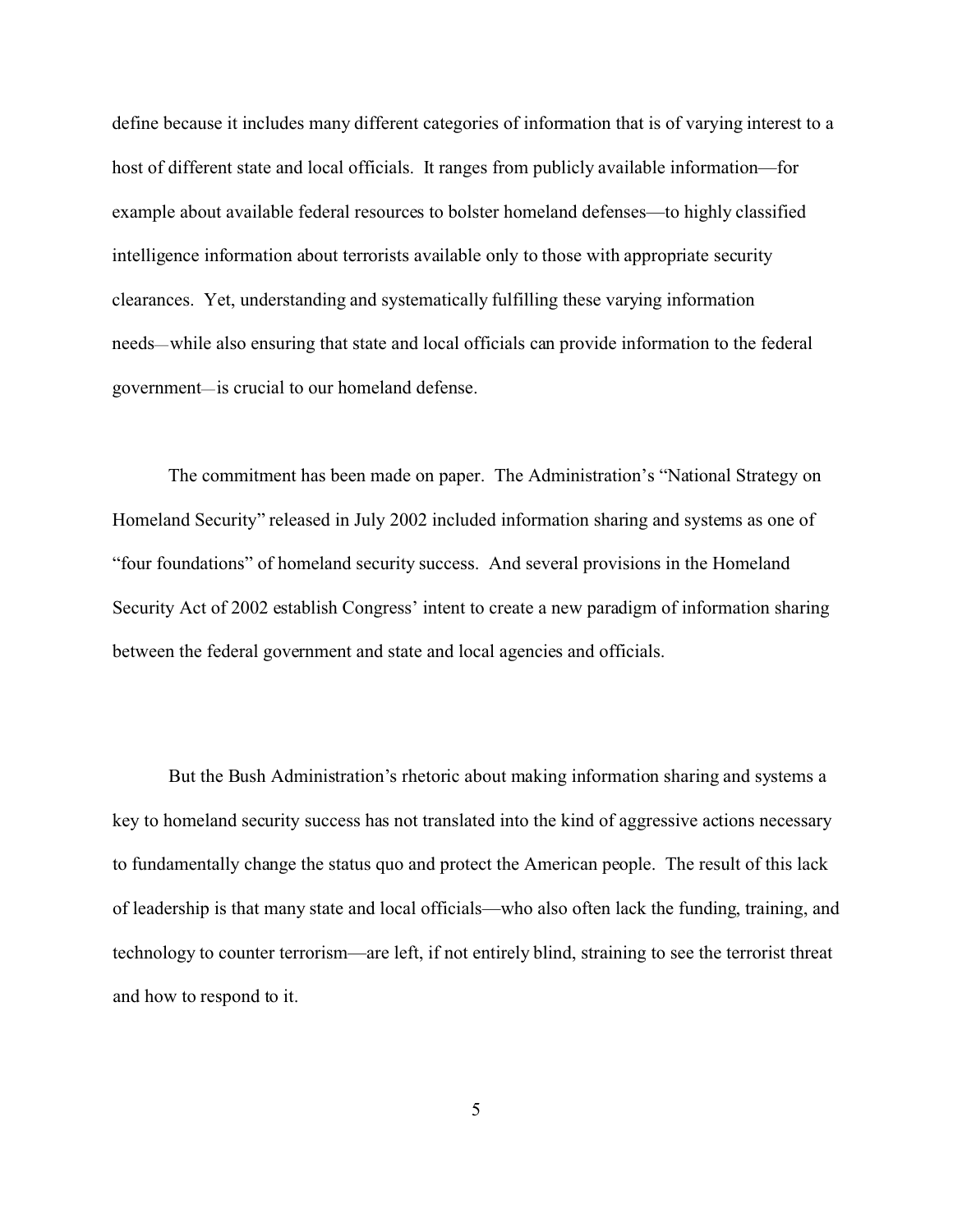define because it includes many different categories of information that is of varying interest to a host of different state and local officials. It ranges from publicly available information—for example about available federal resources to bolster homeland defenses—to highly classified intelligence information about terrorists available only to those with appropriate security clearances. Yet, understanding and systematically fulfilling these varying information needs—while also ensuring that state and local officials can provide information to the federal government—is crucial to our homeland defense.

The commitment has been made on paper. The Administration's "National Strategy on Homeland Security" released in July 2002 included information sharing and systems as one of "four foundations" of homeland security success. And several provisions in the Homeland Security Act of 2002 establish Congress' intent to create a new paradigm of information sharing between the federal government and state and local agencies and officials.

But the Bush Administration's rhetoric about making information sharing and systems a key to homeland security success has not translated into the kind of aggressive actions necessary to fundamentally change the status quo and protect the American people. The result of this lack of leadership is that many state and local officials—who also often lack the funding, training, and technology to counter terrorism—are left, if not entirely blind, straining to see the terrorist threat and how to respond to it.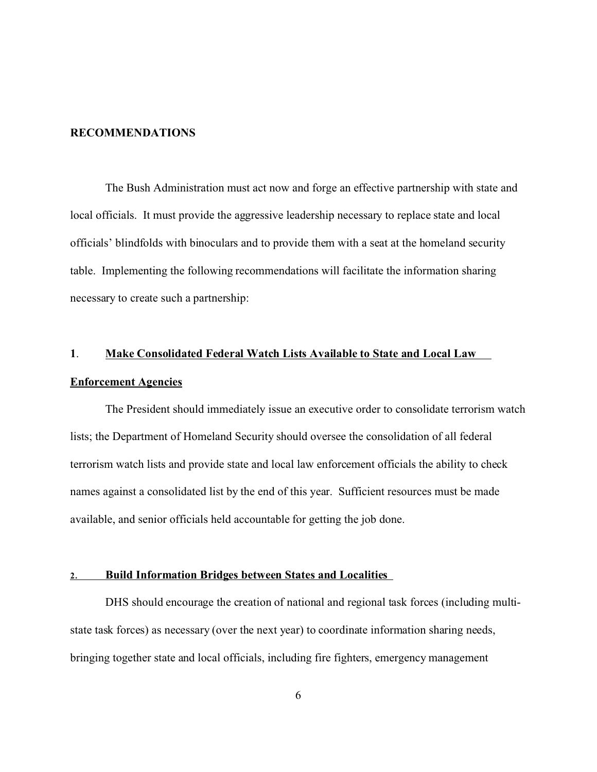## RECOMMENDATIONS

The Bush Administration must act now and forge an effective partnership with state and local officials. It must provide the aggressive leadership necessary to replace state and local officials' blindfolds with binoculars and to provide them with a seat at the homeland security table. Implementing the following recommendations will facilitate the information sharing necessary to create such a partnership:

### 1. Make Consolidated Federal Watch Lists Available to State and Local Law Enforcement Agencies

The President should immediately issue an executive order to consolidate terrorism watch lists; the Department of Homeland Security should oversee the consolidation of all federal terrorism watch lists and provide state and local law enforcement officials the ability to check names against a consolidated list by the end of this year. Sufficient resources must be made available, and senior officials held accountable for getting the job done.

### 2. Build Information Bridges between States and Localities

DHS should encourage the creation of national and regional task forces (including multi-state task forces) as necessary (over the next year) to coordinate information sharing needs, bringing together state and local officials, including fire fighters, emergency management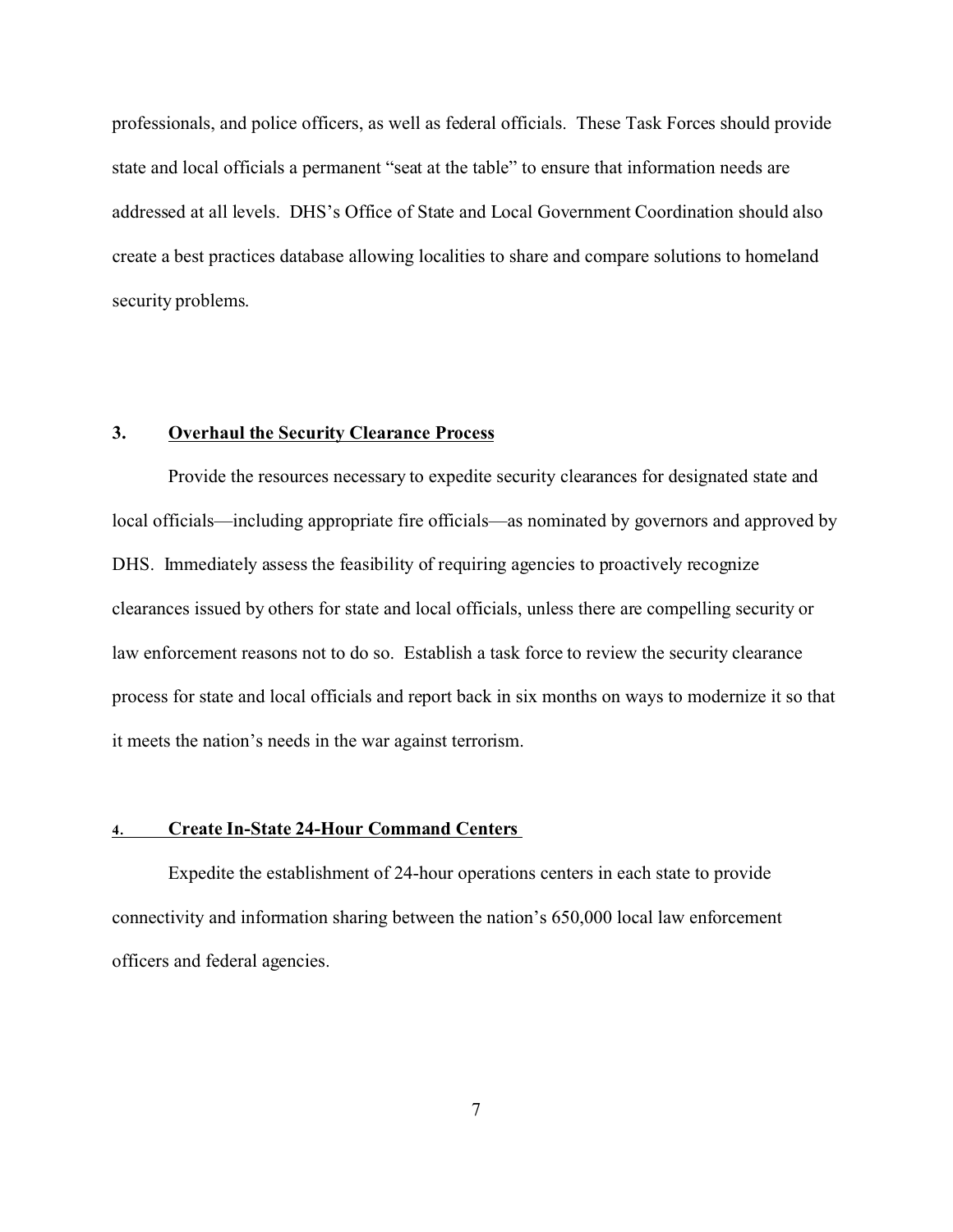professionals, and police officers, as well as federal officials. These Task Forces should provide state and local officials a permanent "seat at the table" to ensure that information needs are addressed at all levels. DHS's Office of State and Local Government Coordination should also create a best practices database allowing localities to share and compare solutions to homeland security problems.

### 3. Overhaul the Security Clearance Process

Provide the resources necessary to expedite security clearances for designated state and local officials—including appropriate fire officials—as nominated by governors and approved by DHS. Immediately assess the feasibility of requiring agencies to proactively recognize clearances issued by others for state and local officials, unless there are compelling security or law enforcement reasons not to do so. Establish a task force to review the security clearance process for state and local officials and report back in six months on ways to modernize it so that it meets the nation's needs in the war against terrorism.

### 4. Create In-State 24-Hour Command Centers

Expedite the establishment of 24-hour operations centers in each state to provide connectivity and information sharing between the nation's 650,000 local law enforcement officers and federal agencies.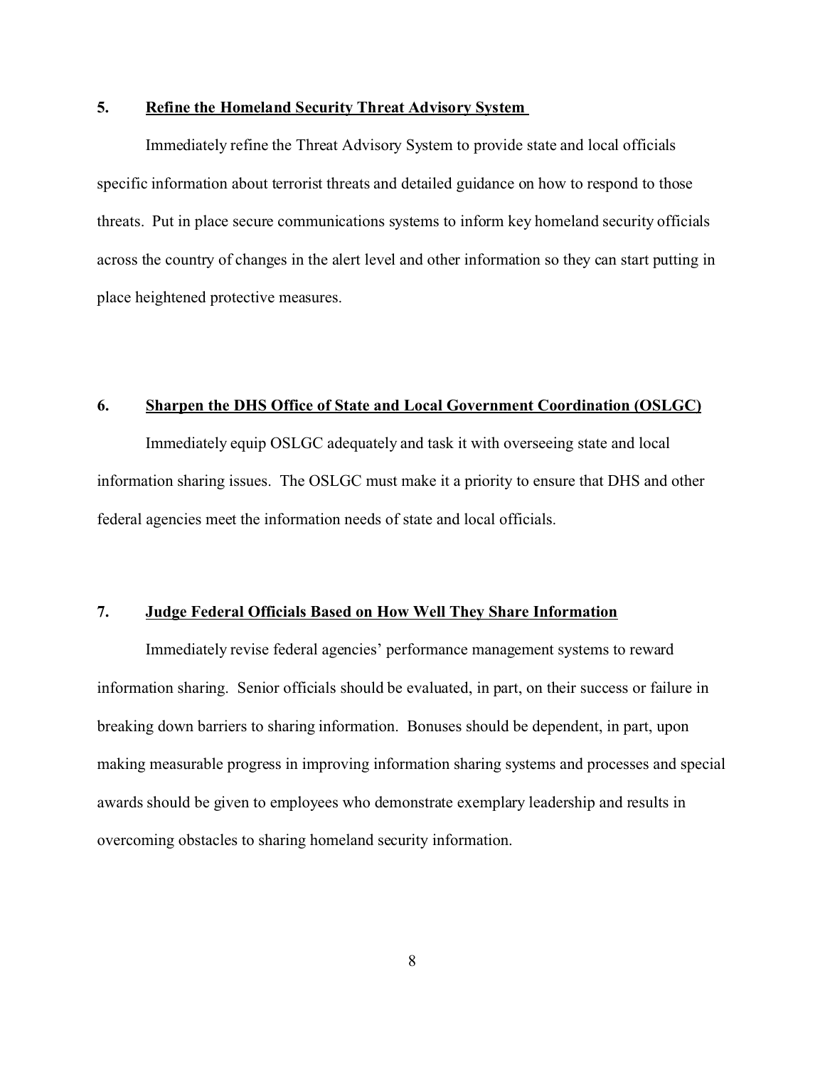### 5. Refine the Homeland Security Threat Advisory System

Immediately refine the Threat Advisory System to provide state and local officials specific information about terrorist threats and detailed guidance on how to respond to those threats. Put in place secure communications systems to inform key homeland security officials across the country of changes in the alert level and other information so they can start putting in place heightened protective measures.

### 6. Sharpen the DHS Office of State and Local Government Coordination (OSLGC)

Immediately equip OSLGC adequately and task it with overseeing state and local information sharing issues. The OSLGC must make it a priority to ensure that DHS and other federal agencies meet the information needs of state and local officials.

### 7. Judge Federal Officials Based on How Well They Share Information

Immediately revise federal agencies' performance management systems to reward information sharing. Senior officials should be evaluated, in part, on their success or failure in breaking down barriers to sharing information. Bonuses should be dependent, in part, upon making measurable progress in improving information sharing systems and processes and special awards should be given to employees who demonstrate exemplary leadership and results in overcoming obstacles to sharing homeland security information.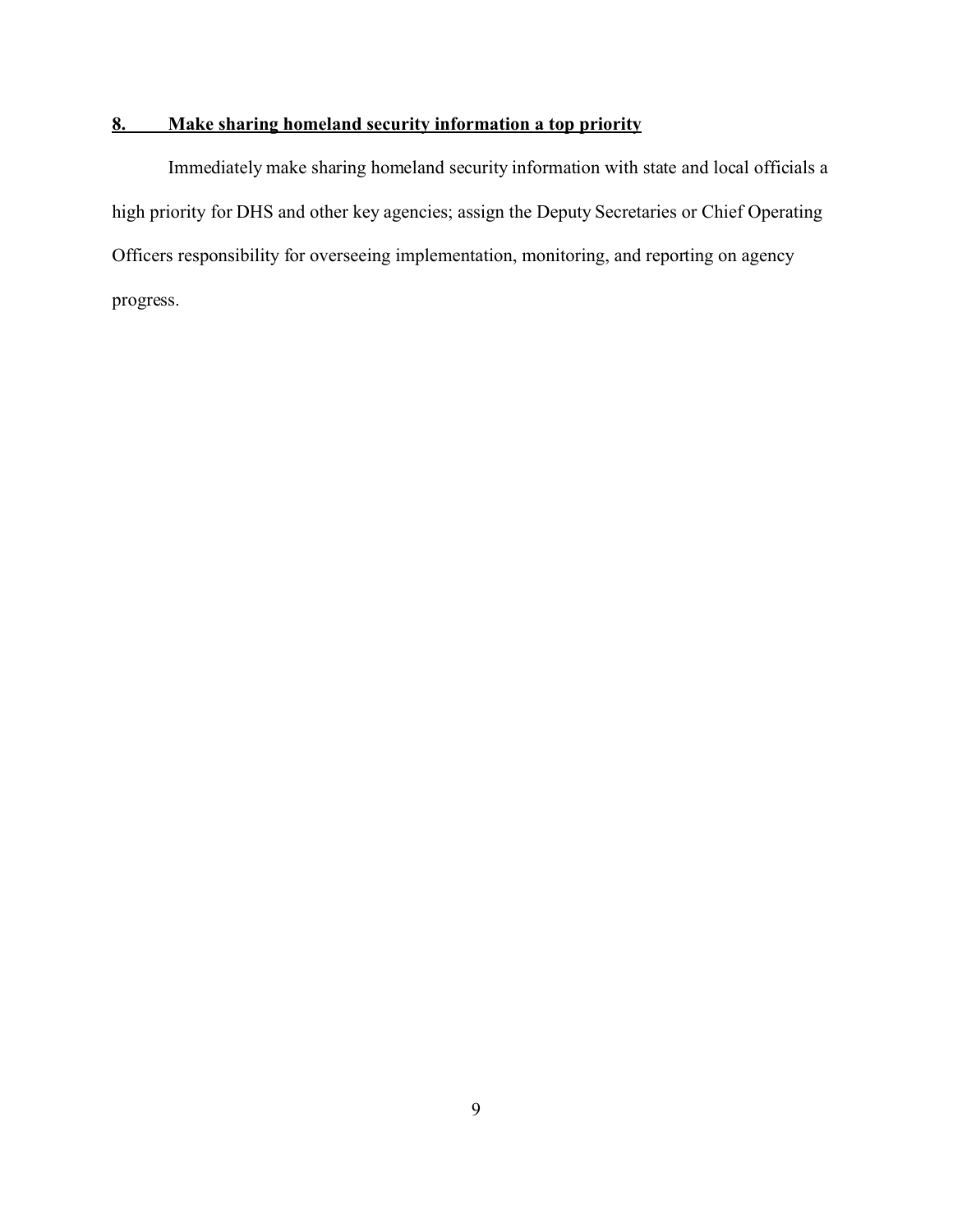## 8. Make sharing homeland security information a top priority

Immediately make sharing homeland security information with state and local officials a high priority for DHS and other key agencies; assign the Deputy Secretaries or Chief Operating Officers responsibility for overseeing implementation, monitoring, and reporting on agency progress.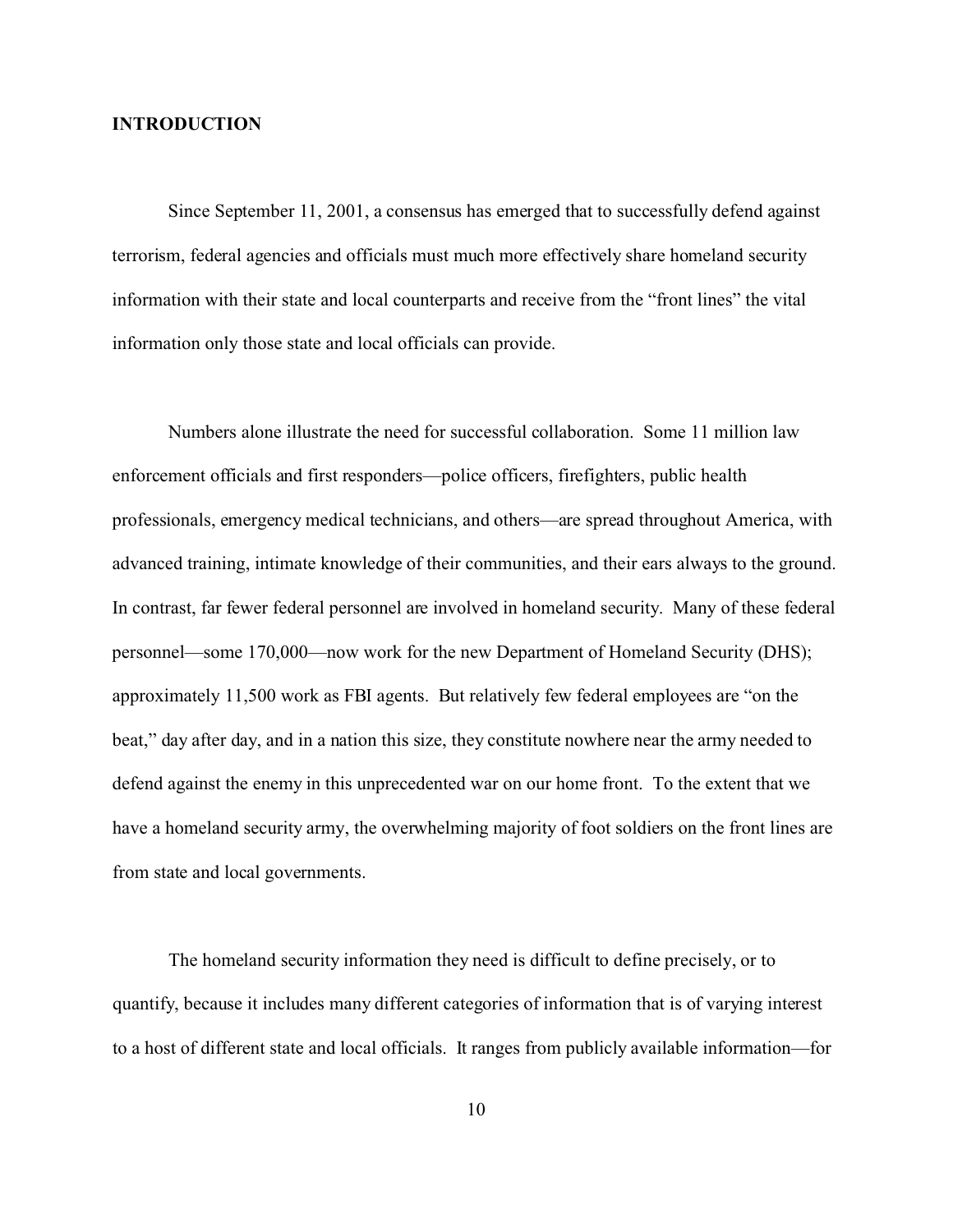## INTRODUCTION

Since September 11, 2001, a consensus has emerged that to successfully defend against terrorism, federal agencies and officials must much more effectively share homeland security information with their state and local counterparts and receive from the "front lines" the vital information only those state and local officials can provide.

Numbers alone illustrate the need for successful collaboration. Some 11 million law enforcement officials and first responders—police officers, firefighters, public health professionals, emergency medical technicians, and others—are spread throughout America, with advanced training, intimate knowledge of their communities, and their ears always to the ground. In contrast, far fewer federal personnel are involved in homeland security. Many of these federal personnel—some 170,000—now work for the new Department of Homeland Security (DHS); approximately 11,500 work as FBI agents. But relatively few federal employees are "on the beat," day after day, and in a nation this size, they constitute nowhere near the army needed to defend against the enemy in this unprecedented war on our home front. To the extent that we have a homeland security army, the overwhelming majority of foot soldiers on the front lines are from state and local governments.

The homeland security information they need is difficult to define precisely, or to quantify, because it includes many different categories of information that is of varying interest to a host of different state and local officials. It ranges from publicly available information—for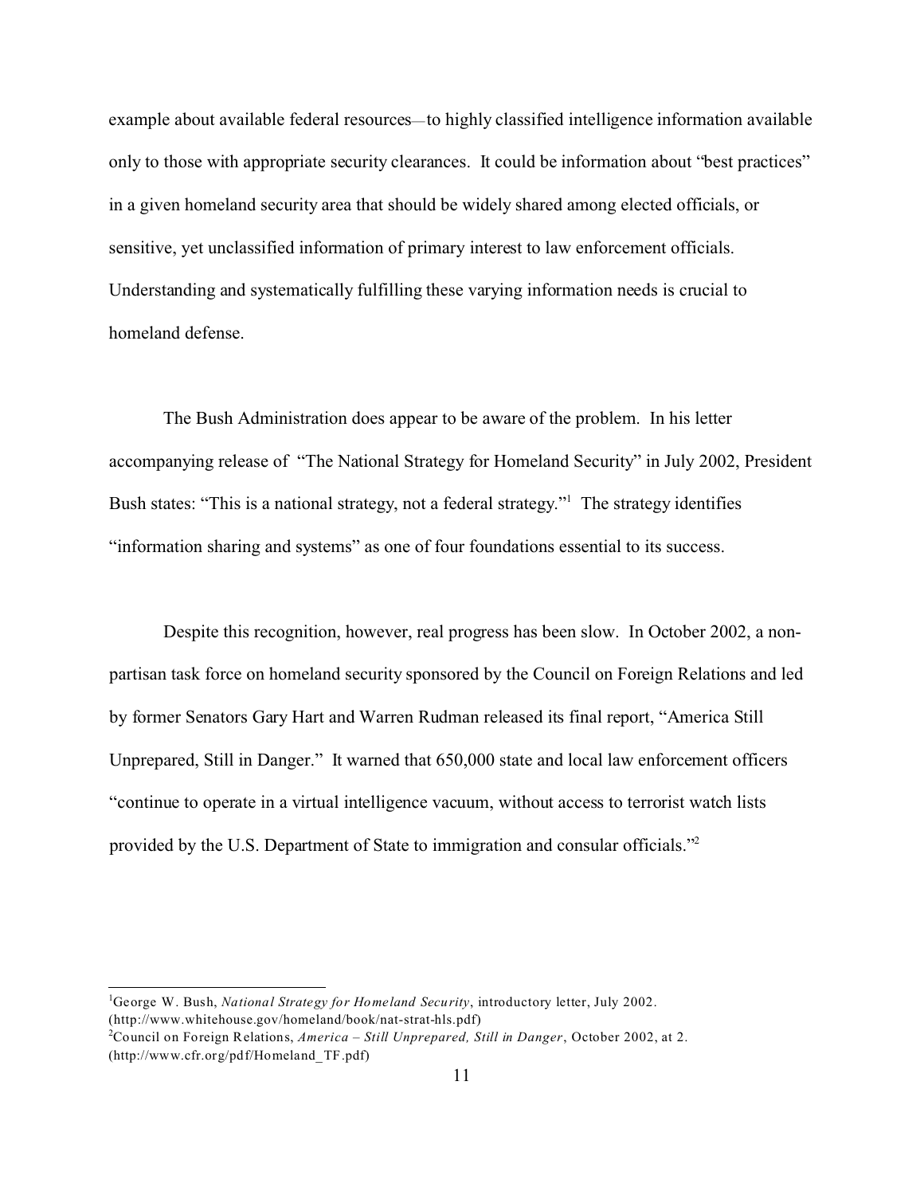example about available federal resources—to highly classified intelligence information available only to those with appropriate security clearances. It could be information about "best practices" in a given homeland security area that should be widely shared among elected officials, or sensitive, yet unclassified information of primary interest to law enforcement officials. Understanding and systematically fulfilling these varying information needs is crucial to homeland defense.

The Bush Administration does appear to be aware of the problem. In his letter accompanying release of "The National Strategy for Homeland Security" in July 2002, President Bush states: "This is a national strategy, not a federal strategy."[1] The strategy identifies "information sharing and systems" as one of four foundations essential to its success.

Despite this recognition, however, real progress has been slow. In October 2002, a non-partisan task force on homeland security sponsored by the Council on Foreign Relations and led by former Senators Gary Hart and Warren Rudman released its final report, "America Still Unprepared, Still in Danger." It warned that 650,000 state and local law enforcement officers "continue to operate in a virtual intelligence vacuum, without access to terrorist watch lists provided by the U.S. Department of State to immigration and consular officials."[2]

---

[1] George W. Bush, *National Strategy for Homeland Security*, introductory letter, July 2002. (http://www.whitehouse.gov/homeland/book/nat-strat-hls.pdf)

[2] Council on Foreign Relations, *America – Still Unprepared, Still in Danger*, October 2002, at 2. (http://www.cfr.org/pdf/Homeland_TF.pdf)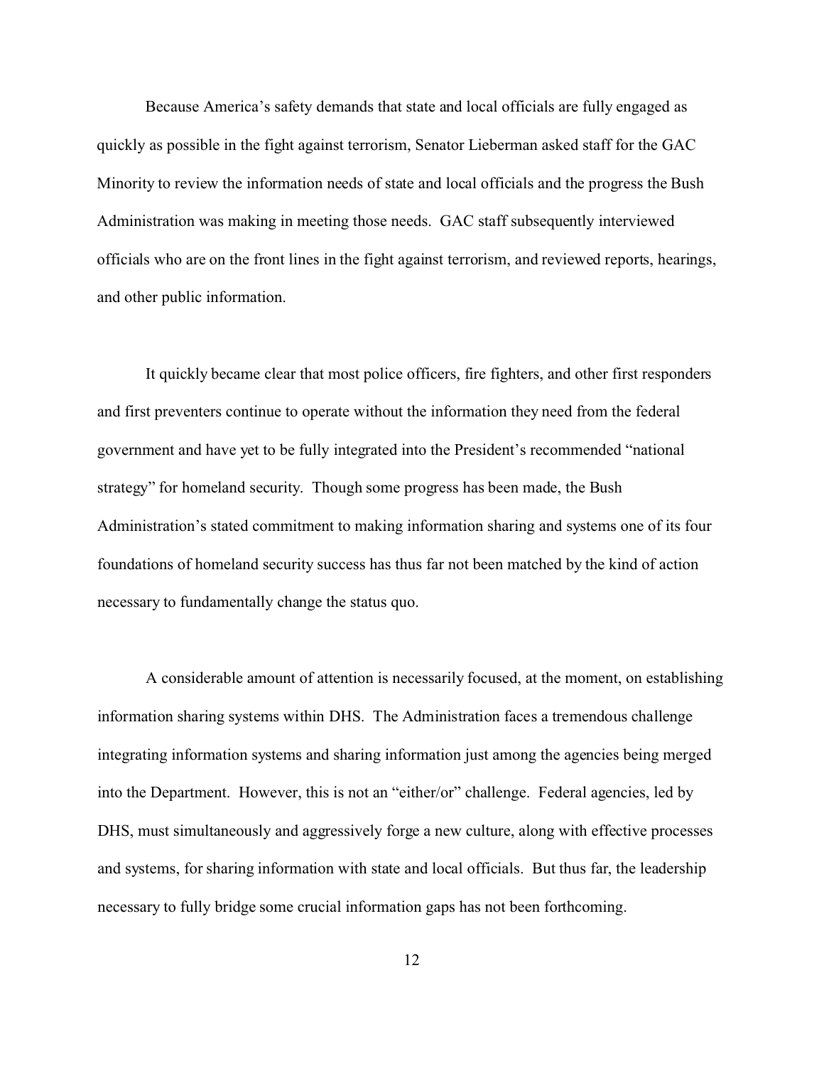Because America's safety demands that state and local officials are fully engaged as quickly as possible in the fight against terrorism, Senator Lieberman asked staff for the GAC Minority to review the information needs of state and local officials and the progress the Bush Administration was making in meeting those needs. GAC staff subsequently interviewed officials who are on the front lines in the fight against terrorism, and reviewed reports, hearings, and other public information.

It quickly became clear that most police officers, fire fighters, and other first responders and first preventers continue to operate without the information they need from the federal government and have yet to be fully integrated into the President's recommended "national strategy" for homeland security. Though some progress has been made, the Bush Administration's stated commitment to making information sharing and systems one of its four foundations of homeland security success has thus far not been matched by the kind of action necessary to fundamentally change the status quo.

A considerable amount of attention is necessarily focused, at the moment, on establishing information sharing systems within DHS. The Administration faces a tremendous challenge integrating information systems and sharing information just among the agencies being merged into the Department. However, this is not an "either/or" challenge. Federal agencies, led by DHS, must simultaneously and aggressively forge a new culture, along with effective processes and systems, for sharing information with state and local officials. But thus far, the leadership necessary to fully bridge some crucial information gaps has not been forthcoming.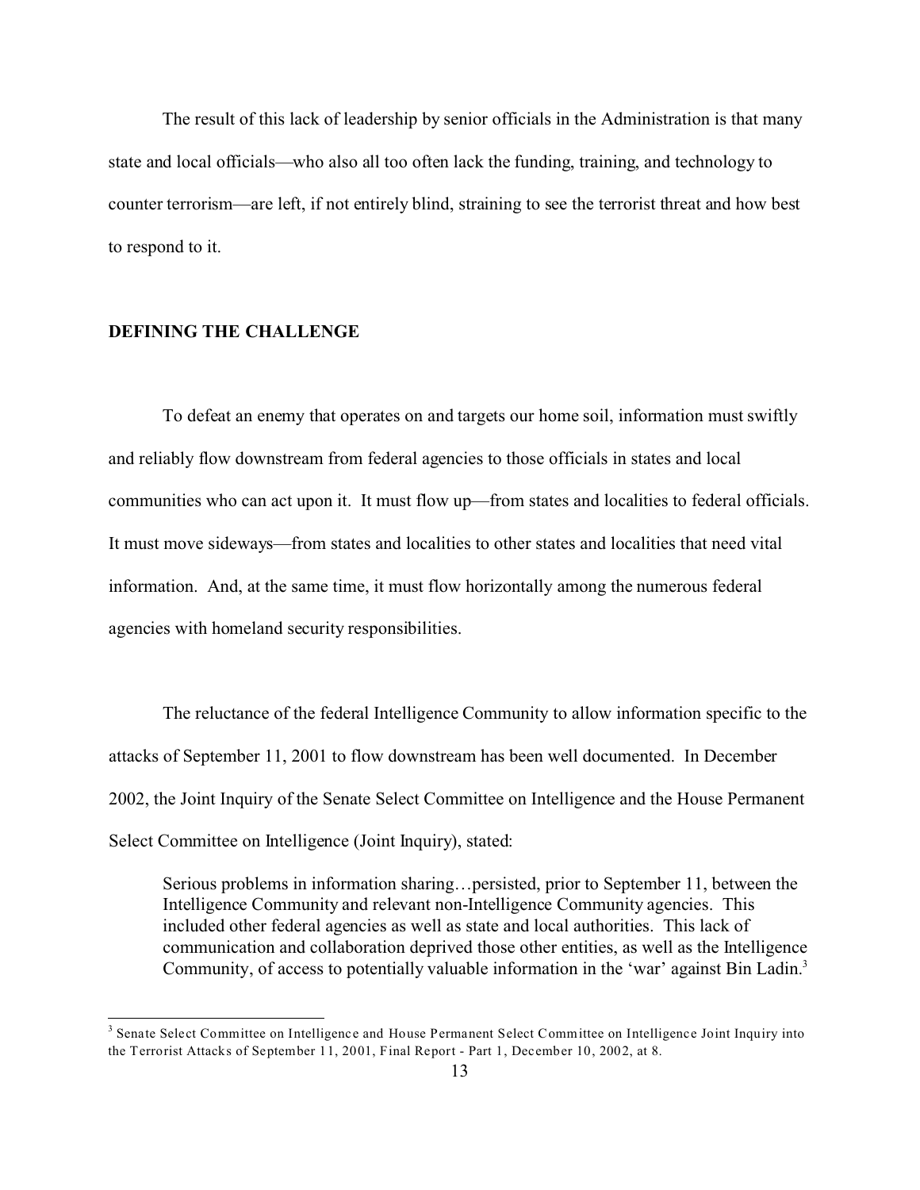The result of this lack of leadership by senior officials in the Administration is that many state and local officials—who also all too often lack the funding, training, and technology to counter terrorism—are left, if not entirely blind, straining to see the terrorist threat and how best to respond to it.

## DEFINING THE CHALLENGE

To defeat an enemy that operates on and targets our home soil, information must swiftly and reliably flow downstream from federal agencies to those officials in states and local communities who can act upon it. It must flow up—from states and localities to federal officials. It must move sideways—from states and localities to other states and localities that need vital information. And, at the same time, it must flow horizontally among the numerous federal agencies with homeland security responsibilities.

The reluctance of the federal Intelligence Community to allow information specific to the attacks of September 11, 2001 to flow downstream has been well documented. In December 2002, the Joint Inquiry of the Senate Select Committee on Intelligence and the House Permanent Select Committee on Intelligence (Joint Inquiry), stated:

> Serious problems in information sharing…persisted, prior to September 11, between the Intelligence Community and relevant non-Intelligence Community agencies. This included other federal agencies as well as state and local authorities. This lack of communication and collaboration deprived those other entities, as well as the Intelligence Community, of access to potentially valuable information in the 'war' against Bin Ladin.[3]

[3] Senate Select Committee on Intelligence and House Permanent Select Committee on Intelligence Joint Inquiry into the Terrorist Attacks of September 11, 2001, Final Report - Part 1, December 10, 2002, at 8.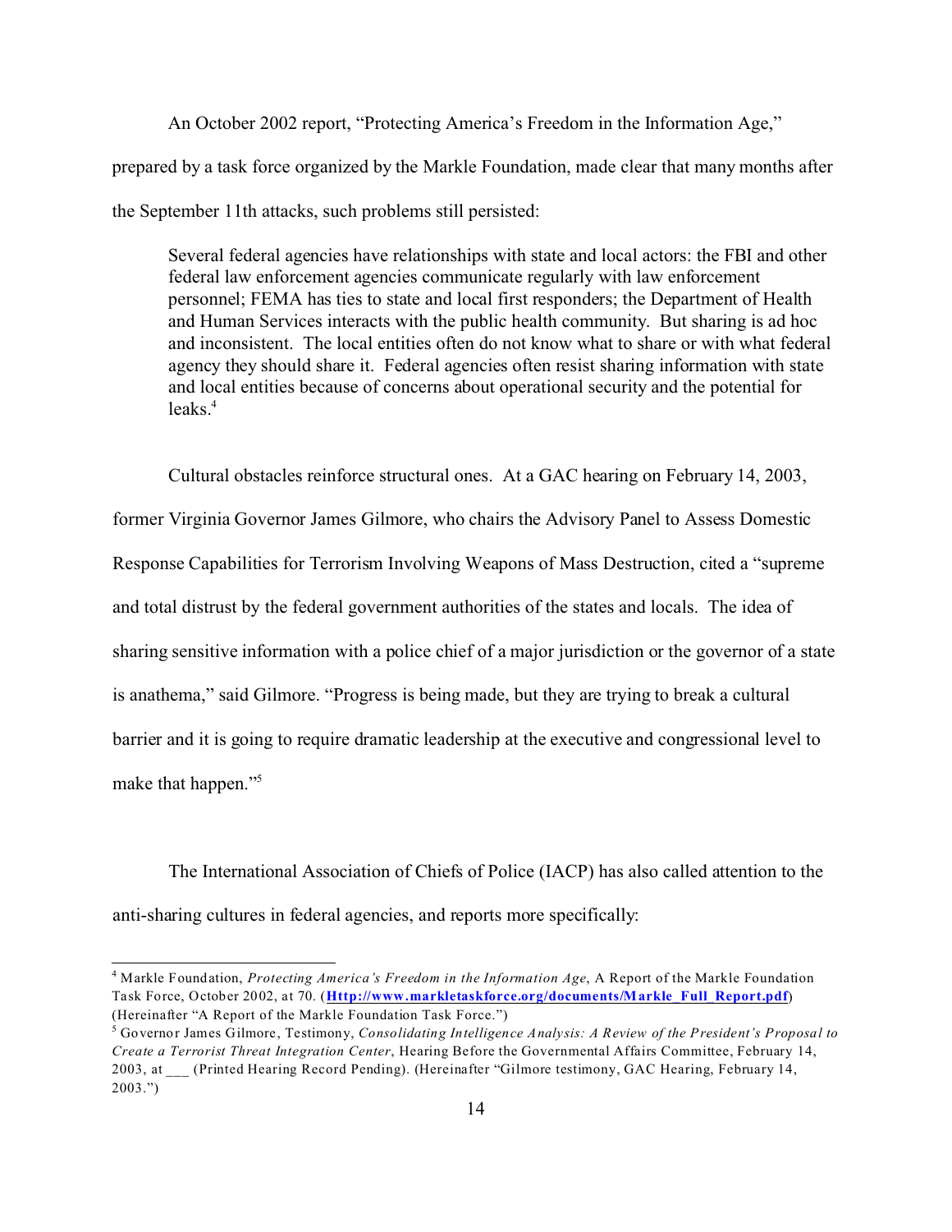An October 2002 report, "Protecting America's Freedom in the Information Age," prepared by a task force organized by the Markle Foundation, made clear that many months after the September 11th attacks, such problems still persisted:

> Several federal agencies have relationships with state and local actors: the FBI and other federal law enforcement agencies communicate regularly with law enforcement personnel; FEMA has ties to state and local first responders; the Department of Health and Human Services interacts with the public health community. But sharing is ad hoc and inconsistent. The local entities often do not know what to share or with what federal agency they should share it. Federal agencies often resist sharing information with state and local entities because of concerns about operational security and the potential for leaks.[4]

Cultural obstacles reinforce structural ones. At a GAC hearing on February 14, 2003, former Virginia Governor James Gilmore, who chairs the Advisory Panel to Assess Domestic Response Capabilities for Terrorism Involving Weapons of Mass Destruction, cited a "supreme and total distrust by the federal government authorities of the states and locals. The idea of sharing sensitive information with a police chief of a major jurisdiction or the governor of a state is anathema," said Gilmore. "Progress is being made, but they are trying to break a cultural barrier and it is going to require dramatic leadership at the executive and congressional level to make that happen."[5]

The International Association of Chiefs of Police (IACP) has also called attention to the anti-sharing cultures in federal agencies, and reports more specifically:

---

[4] Markle Foundation, *Protecting America's Freedom in the Information Age*, A Report of the Markle Foundation Task Force, October 2002, at 70. (**Http://www.markletaskforce.org/documents/Markle_Full_Report.pdf**) (Hereinafter "A Report of the Markle Foundation Task Force.")

[5] Governor James Gilmore, Testimony, *Consolidating Intelligence Analysis: A Review of the President's Proposal to Create a Terrorist Threat Integration Center*, Hearing Before the Governmental Affairs Committee, February 14, 2003, at ___ (Printed Hearing Record Pending). (Hereinafter "Gilmore testimony, GAC Hearing, February 14, 2003.")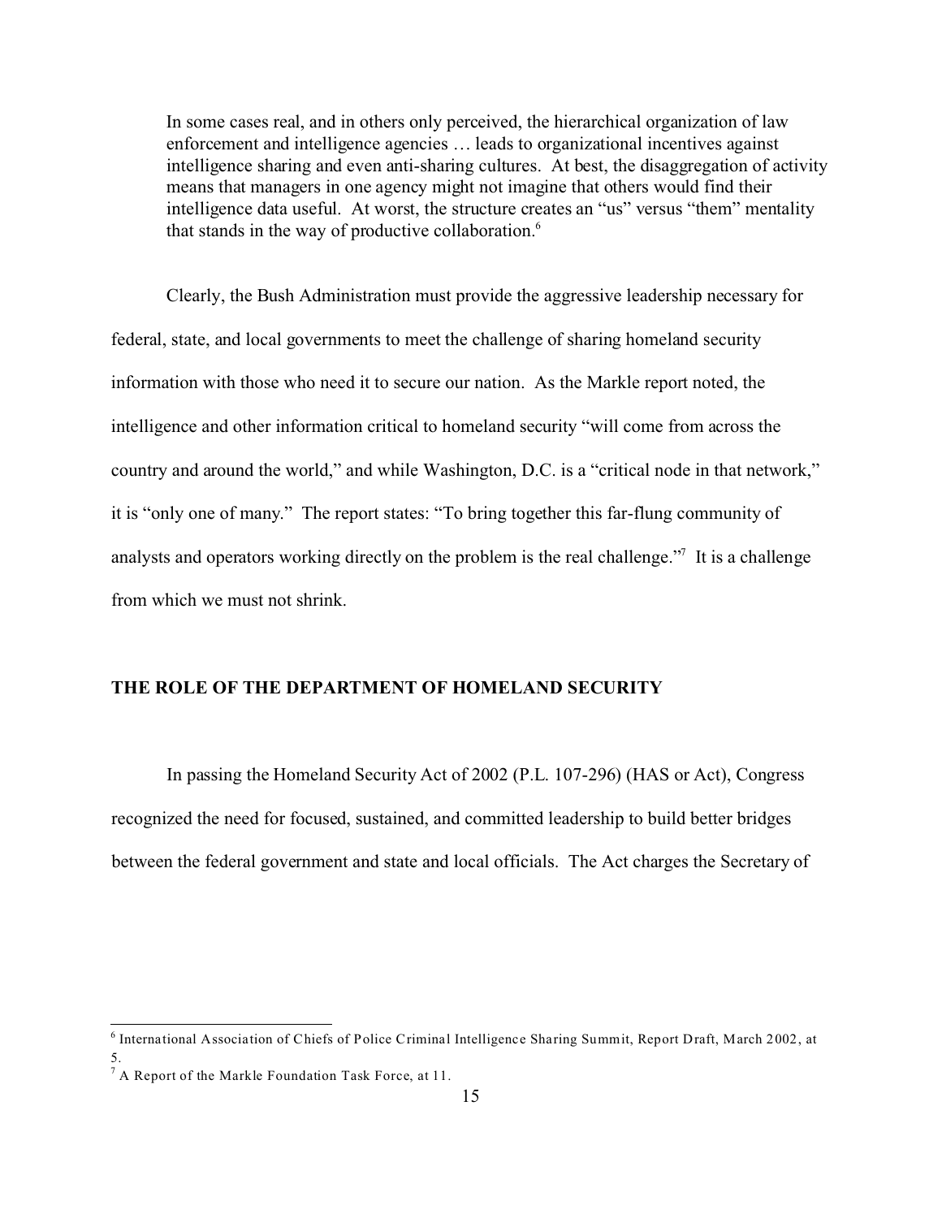> In some cases real, and in others only perceived, the hierarchical organization of law enforcement and intelligence agencies … leads to organizational incentives against intelligence sharing and even anti-sharing cultures. At best, the disaggregation of activity means that managers in one agency might not imagine that others would find their intelligence data useful. At worst, the structure creates an "us" versus "them" mentality that stands in the way of productive collaboration.[6]

Clearly, the Bush Administration must provide the aggressive leadership necessary for federal, state, and local governments to meet the challenge of sharing homeland security information with those who need it to secure our nation. As the Markle report noted, the intelligence and other information critical to homeland security "will come from across the country and around the world," and while Washington, D.C. is a "critical node in that network," it is "only one of many." The report states: "To bring together this far-flung community of analysts and operators working directly on the problem is the real challenge."[7] It is a challenge from which we must not shrink.

## THE ROLE OF THE DEPARTMENT OF HOMELAND SECURITY

In passing the Homeland Security Act of 2002 (P.L. 107-296) (HAS or Act), Congress recognized the need for focused, sustained, and committed leadership to build better bridges between the federal government and state and local officials. The Act charges the Secretary of

---

[6] International Association of Chiefs of Police Criminal Intelligence Sharing Summit, Report Draft, March 2002, at 5.

[7] A Report of the Markle Foundation Task Force, at 11.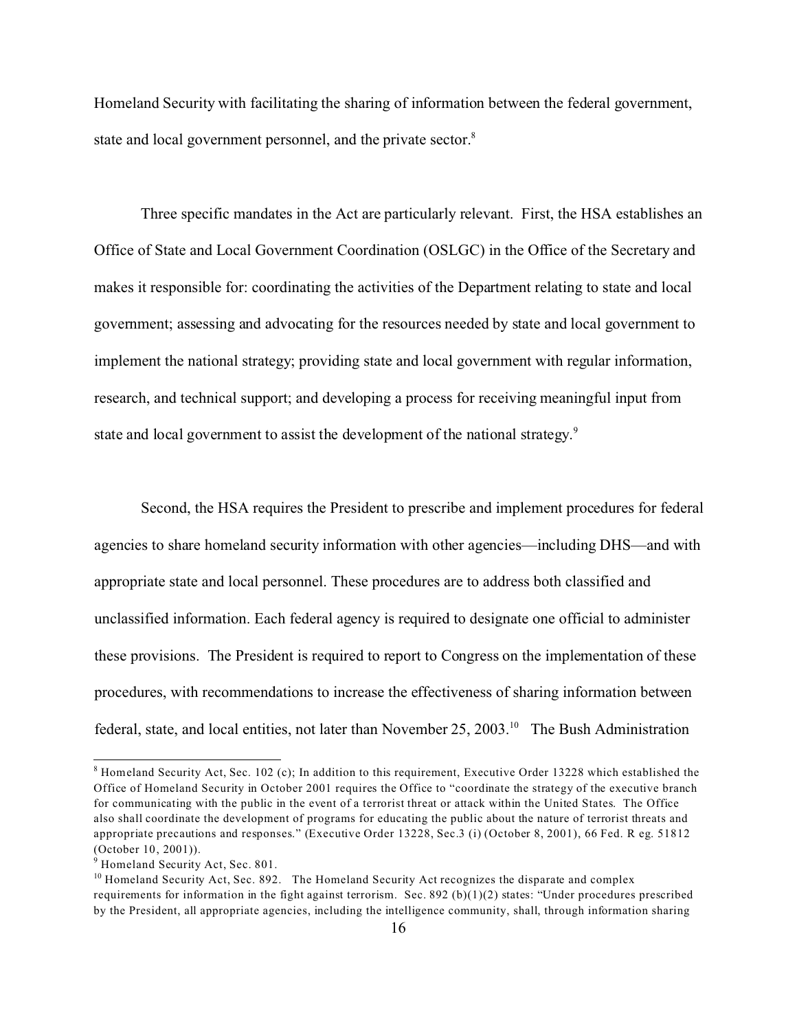Homeland Security with facilitating the sharing of information between the federal government, state and local government personnel, and the private sector.[8]

Three specific mandates in the Act are particularly relevant. First, the HSA establishes an Office of State and Local Government Coordination (OSLGC) in the Office of the Secretary and makes it responsible for: coordinating the activities of the Department relating to state and local government; assessing and advocating for the resources needed by state and local government to implement the national strategy; providing state and local government with regular information, research, and technical support; and developing a process for receiving meaningful input from state and local government to assist the development of the national strategy.[9]

Second, the HSA requires the President to prescribe and implement procedures for federal agencies to share homeland security information with other agencies—including DHS—and with appropriate state and local personnel. These procedures are to address both classified and unclassified information. Each federal agency is required to designate one official to administer these provisions. The President is required to report to Congress on the implementation of these procedures, with recommendations to increase the effectiveness of sharing information between federal, state, and local entities, not later than November 25, 2003.[10] The Bush Administration

---

[8] Homeland Security Act, Sec. 102 (c); In addition to this requirement, Executive Order 13228 which established the Office of Homeland Security in October 2001 requires the Office to "coordinate the strategy of the executive branch for communicating with the public in the event of a terrorist threat or attack within the United States. The Office also shall coordinate the development of programs for educating the public about the nature of terrorist threats and appropriate precautions and responses." (Executive Order 13228, Sec.3 (i) (October 8, 2001), 66 Fed. R eg. 51812 (October 10, 2001)).

[9] Homeland Security Act, Sec. 801.

[10] Homeland Security Act, Sec. 892. The Homeland Security Act recognizes the disparate and complex requirements for information in the fight against terrorism. Sec. 892 (b)(1)(2) states: "Under procedures prescribed by the President, all appropriate agencies, including the intelligence community, shall, through information sharing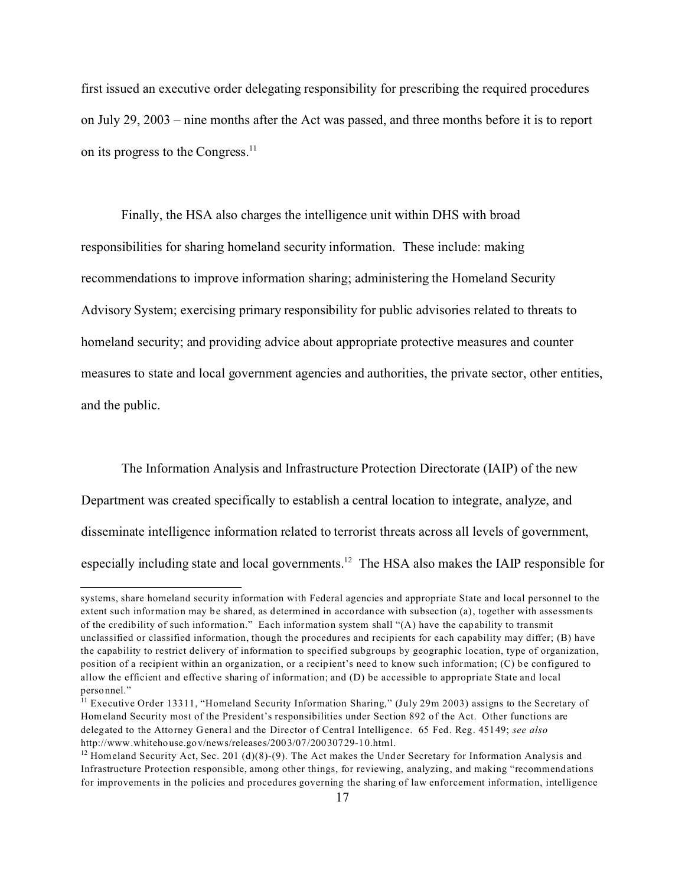first issued an executive order delegating responsibility for prescribing the required procedures on July 29, 2003 – nine months after the Act was passed, and three months before it is to report on its progress to the Congress.[11]

Finally, the HSA also charges the intelligence unit within DHS with broad responsibilities for sharing homeland security information. These include: making recommendations to improve information sharing; administering the Homeland Security Advisory System; exercising primary responsibility for public advisories related to threats to homeland security; and providing advice about appropriate protective measures and counter measures to state and local government agencies and authorities, the private sector, other entities, and the public.

The Information Analysis and Infrastructure Protection Directorate (IAIP) of the new Department was created specifically to establish a central location to integrate, analyze, and disseminate intelligence information related to terrorist threats across all levels of government, especially including state and local governments.[12] The HSA also makes the IAIP responsible for

---

systems, share homeland security information with Federal agencies and appropriate State and local personnel to the extent such information may be shared, as determined in accordance with subsection (a), together with assessments of the credibility of such information." Each information system shall "(A) have the capability to transmit unclassified or classified information, though the procedures and recipients for each capability may differ; (B) have the capability to restrict delivery of information to specified subgroups by geographic location, type of organization, position of a recipient within an organization, or a recipient's need to know such information; (C) be configured to allow the efficient and effective sharing of information; and (D) be accessible to appropriate State and local personnel."

[11] Executive Order 13311, "Homeland Security Information Sharing," (July 29m 2003) assigns to the Secretary of Homeland Security most of the President's responsibilities under Section 892 of the Act. Other functions are delegated to the Attorney General and the Director of Central Intelligence. 65 Fed. Reg. 45149; *see also* http://www.whitehouse.gov/news/releases/2003/07/20030729-10.html.

[12] Homeland Security Act, Sec. 201 (d)(8)-(9). The Act makes the Under Secretary for Information Analysis and Infrastructure Protection responsible, among other things, for reviewing, analyzing, and making "recommendations for improvements in the policies and procedures governing the sharing of law enforcement information, intelligence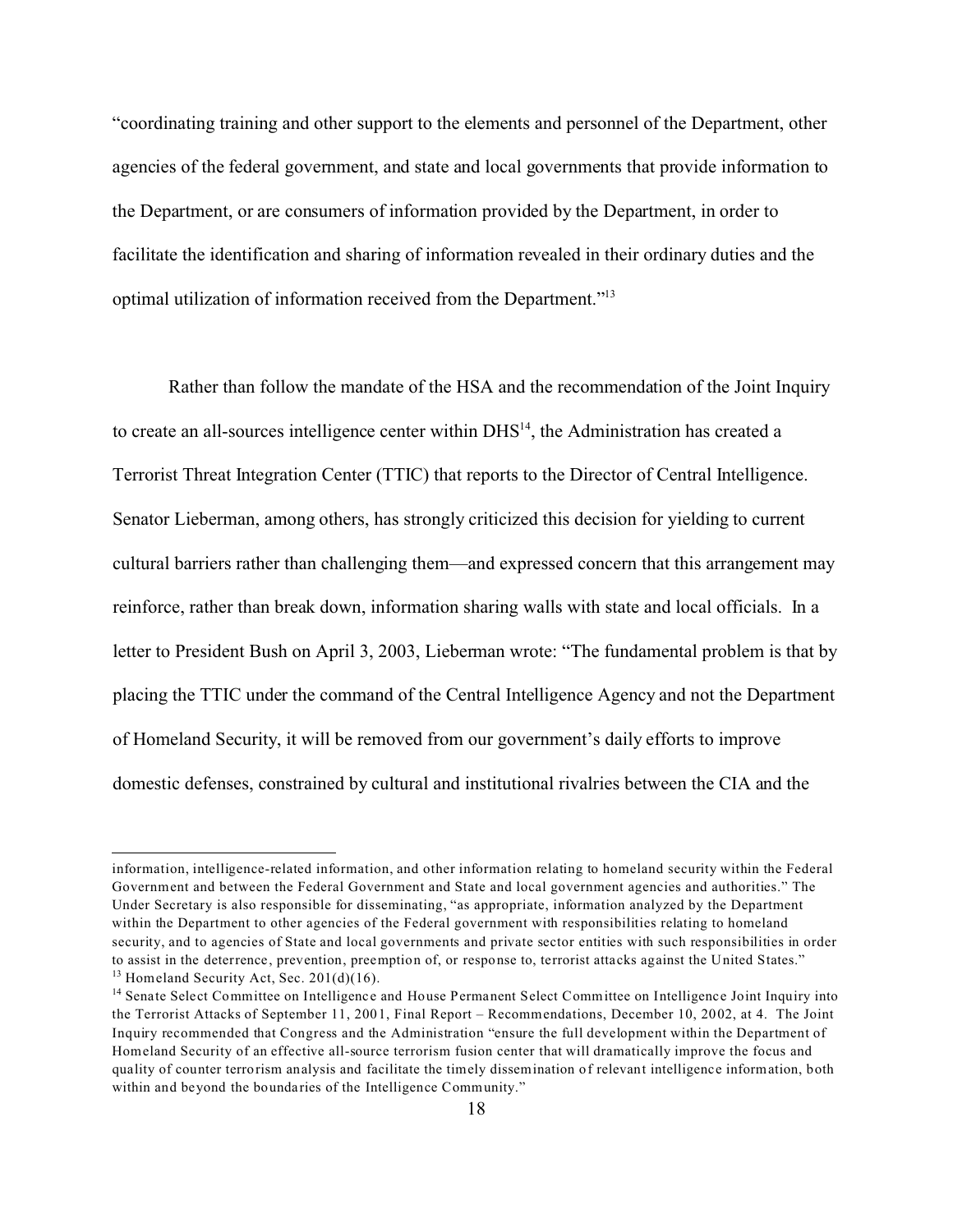"coordinating training and other support to the elements and personnel of the Department, other agencies of the federal government, and state and local governments that provide information to the Department, or are consumers of information provided by the Department, in order to facilitate the identification and sharing of information revealed in their ordinary duties and the optimal utilization of information received from the Department."[13]

Rather than follow the mandate of the HSA and the recommendation of the Joint Inquiry to create an all-sources intelligence center within DHS[14], the Administration has created a Terrorist Threat Integration Center (TTIC) that reports to the Director of Central Intelligence. Senator Lieberman, among others, has strongly criticized this decision for yielding to current cultural barriers rather than challenging them—and expressed concern that this arrangement may reinforce, rather than break down, information sharing walls with state and local officials. In a letter to President Bush on April 3, 2003, Lieberman wrote: "The fundamental problem is that by placing the TTIC under the command of the Central Intelligence Agency and not the Department of Homeland Security, it will be removed from our government's daily efforts to improve domestic defenses, constrained by cultural and institutional rivalries between the CIA and the

---

information, intelligence-related information, and other information relating to homeland security within the Federal Government and between the Federal Government and State and local government agencies and authorities." The Under Secretary is also responsible for disseminating, "as appropriate, information analyzed by the Department within the Department to other agencies of the Federal government with responsibilities relating to homeland security, and to agencies of State and local governments and private sector entities with such responsibilities in order to assist in the deterrence, prevention, preemption of, or response to, terrorist attacks against the United States."

[13] Homeland Security Act, Sec. 201(d)(16).

[14] Senate Select Committee on Intelligence and House Permanent Select Committee on Intelligence Joint Inquiry into the Terrorist Attacks of September 11, 2001, Final Report – Recommendations, December 10, 2002, at 4. The Joint Inquiry recommended that Congress and the Administration "ensure the full development within the Department of Homeland Security of an effective all-source terrorism fusion center that will dramatically improve the focus and quality of counter terrorism analysis and facilitate the timely dissemination of relevant intelligence information, both within and beyond the boundaries of the Intelligence Community."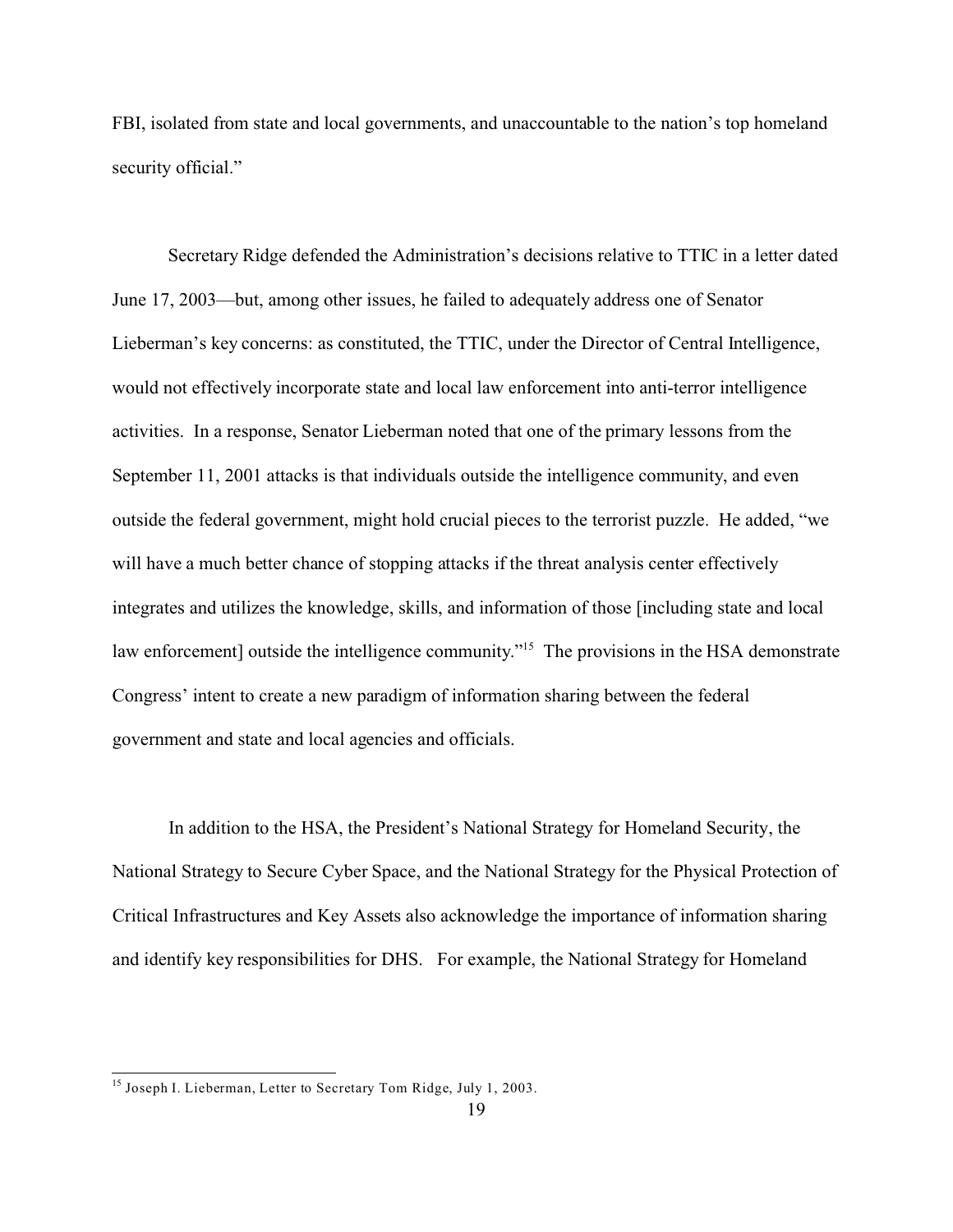FBI, isolated from state and local governments, and unaccountable to the nation's top homeland security official."

Secretary Ridge defended the Administration's decisions relative to TTIC in a letter dated June 17, 2003—but, among other issues, he failed to adequately address one of Senator Lieberman's key concerns: as constituted, the TTIC, under the Director of Central Intelligence, would not effectively incorporate state and local law enforcement into anti-terror intelligence activities. In a response, Senator Lieberman noted that one of the primary lessons from the September 11, 2001 attacks is that individuals outside the intelligence community, and even outside the federal government, might hold crucial pieces to the terrorist puzzle. He added, "we will have a much better chance of stopping attacks if the threat analysis center effectively integrates and utilizes the knowledge, skills, and information of those [including state and local law enforcement] outside the intelligence community."[15] The provisions in the HSA demonstrate Congress' intent to create a new paradigm of information sharing between the federal government and state and local agencies and officials.

In addition to the HSA, the President's National Strategy for Homeland Security, the National Strategy to Secure Cyber Space, and the National Strategy for the Physical Protection of Critical Infrastructures and Key Assets also acknowledge the importance of information sharing and identify key responsibilities for DHS. For example, the National Strategy for Homeland

[15] Joseph I. Lieberman, Letter to Secretary Tom Ridge, July 1, 2003.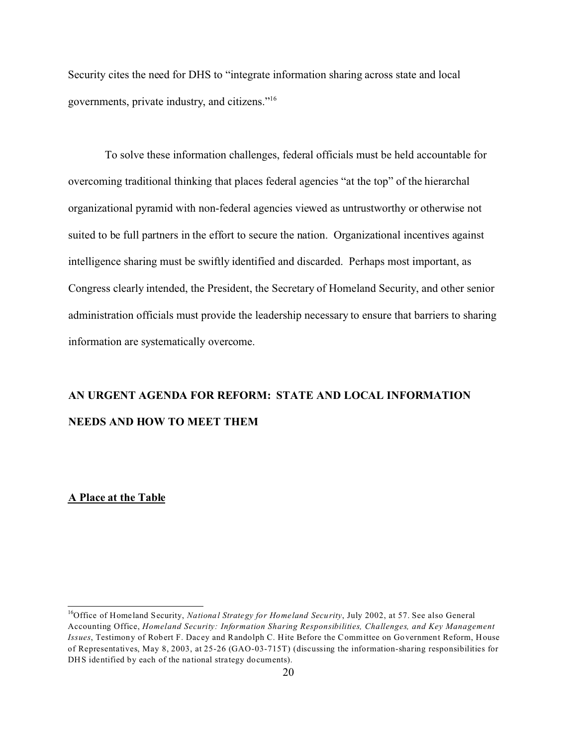Security cites the need for DHS to "integrate information sharing across state and local governments, private industry, and citizens."[16]

To solve these information challenges, federal officials must be held accountable for overcoming traditional thinking that places federal agencies "at the top" of the hierarchal organizational pyramid with non-federal agencies viewed as untrustworthy or otherwise not suited to be full partners in the effort to secure the nation. Organizational incentives against intelligence sharing must be swiftly identified and discarded. Perhaps most important, as Congress clearly intended, the President, the Secretary of Homeland Security, and other senior administration officials must provide the leadership necessary to ensure that barriers to sharing information are systematically overcome.

## AN URGENT AGENDA FOR REFORM: STATE AND LOCAL INFORMATION NEEDS AND HOW TO MEET THEM

### A Place at the Table

---

[16]Office of Homeland Security, *National Strategy for Homeland Security*, July 2002, at 57. See also General Accounting Office, *Homeland Security: Information Sharing Responsibilities, Challenges, and Key Management Issues*, Testimony of Robert F. Dacey and Randolph C. Hite Before the Committee on Government Reform, House of Representatives, May 8, 2003, at 25-26 (GAO-03-715T) (discussing the information-sharing responsibilities for DHS identified by each of the national strategy documents).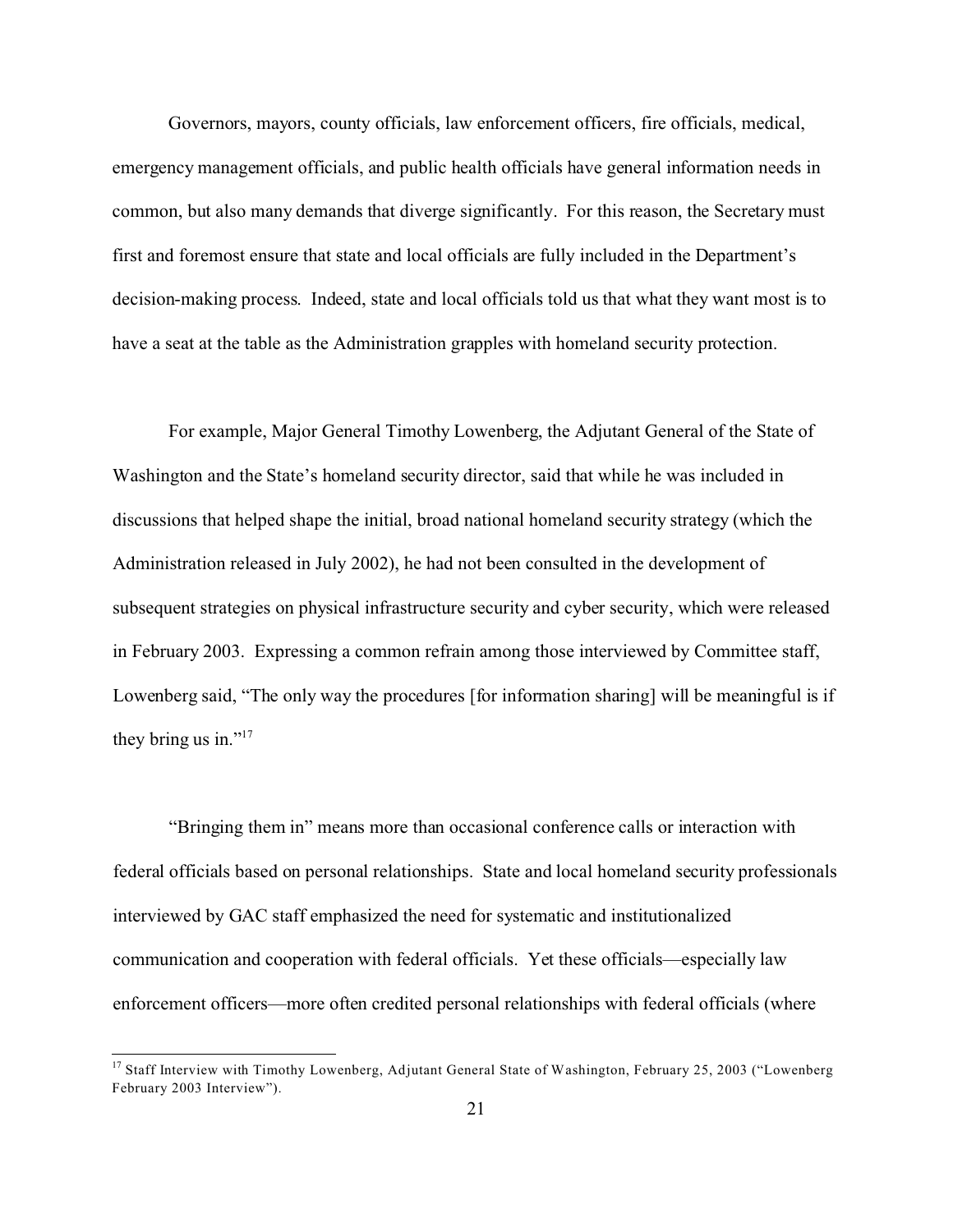Governors, mayors, county officials, law enforcement officers, fire officials, medical, emergency management officials, and public health officials have general information needs in common, but also many demands that diverge significantly. For this reason, the Secretary must first and foremost ensure that state and local officials are fully included in the Department's decision-making process. Indeed, state and local officials told us that what they want most is to have a seat at the table as the Administration grapples with homeland security protection.

For example, Major General Timothy Lowenberg, the Adjutant General of the State of Washington and the State's homeland security director, said that while he was included in discussions that helped shape the initial, broad national homeland security strategy (which the Administration released in July 2002), he had not been consulted in the development of subsequent strategies on physical infrastructure security and cyber security, which were released in February 2003. Expressing a common refrain among those interviewed by Committee staff, Lowenberg said, "The only way the procedures [for information sharing] will be meaningful is if they bring us in."[17]

"Bringing them in" means more than occasional conference calls or interaction with federal officials based on personal relationships. State and local homeland security professionals interviewed by GAC staff emphasized the need for systematic and institutionalized communication and cooperation with federal officials. Yet these officials—especially law enforcement officers—more often credited personal relationships with federal officials (where

---

[17] Staff Interview with Timothy Lowenberg, Adjutant General State of Washington, February 25, 2003 ("Lowenberg February 2003 Interview").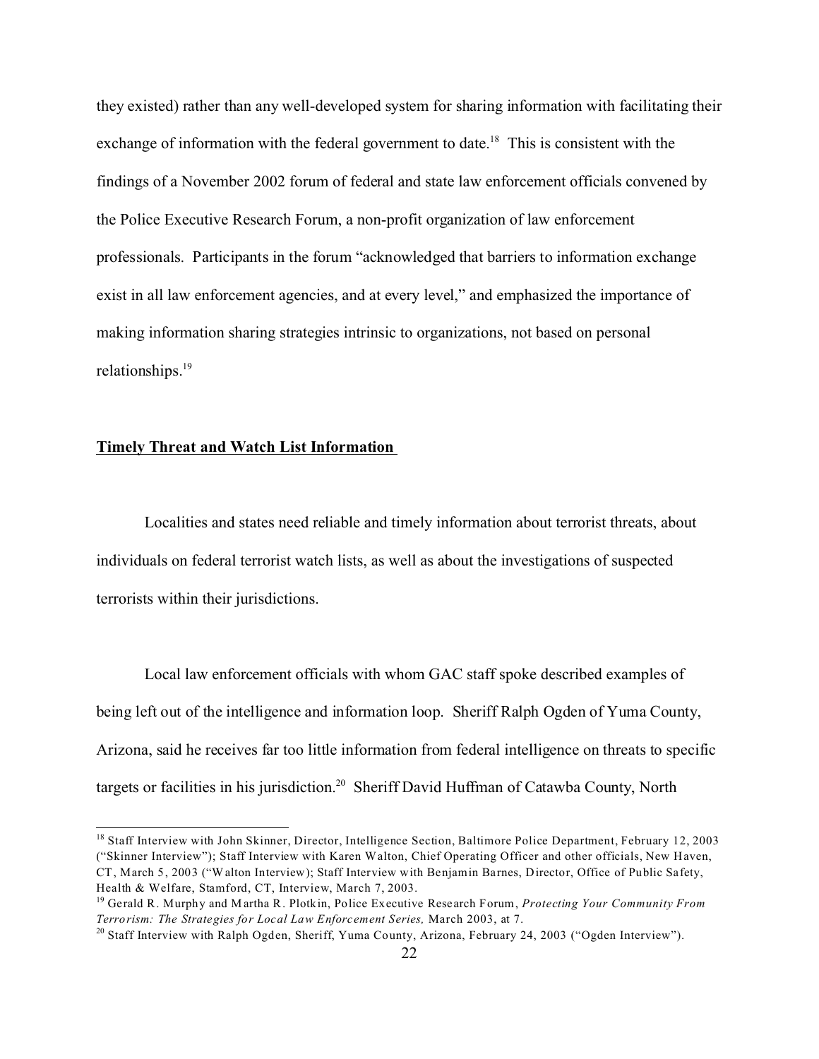they existed) rather than any well-developed system for sharing information with facilitating their exchange of information with the federal government to date.[18] This is consistent with the findings of a November 2002 forum of federal and state law enforcement officials convened by the Police Executive Research Forum, a non-profit organization of law enforcement professionals. Participants in the forum "acknowledged that barriers to information exchange exist in all law enforcement agencies, and at every level," and emphasized the importance of making information sharing strategies intrinsic to organizations, not based on personal relationships.[19]

**Timely Threat and Watch List Information**

Localities and states need reliable and timely information about terrorist threats, about individuals on federal terrorist watch lists, as well as about the investigations of suspected terrorists within their jurisdictions.

Local law enforcement officials with whom GAC staff spoke described examples of being left out of the intelligence and information loop. Sheriff Ralph Ogden of Yuma County, Arizona, said he receives far too little information from federal intelligence on threats to specific targets or facilities in his jurisdiction.[20] Sheriff David Huffman of Catawba County, North

---

[18] Staff Interview with John Skinner, Director, Intelligence Section, Baltimore Police Department, February 12, 2003 ("Skinner Interview"); Staff Interview with Karen Walton, Chief Operating Officer and other officials, New Haven, CT, March 5, 2003 ("Walton Interview); Staff Interview with Benjamin Barnes, Director, Office of Public Safety, Health & Welfare, Stamford, CT, Interview, March 7, 2003.

[19] Gerald R. Murphy and Martha R. Plotkin, Police Executive Research Forum, *Protecting Your Community From Terrorism: The Strategies for Local Law Enforcement Series,* March 2003, at 7.

[20] Staff Interview with Ralph Ogden, Sheriff, Yuma County, Arizona, February 24, 2003 ("Ogden Interview").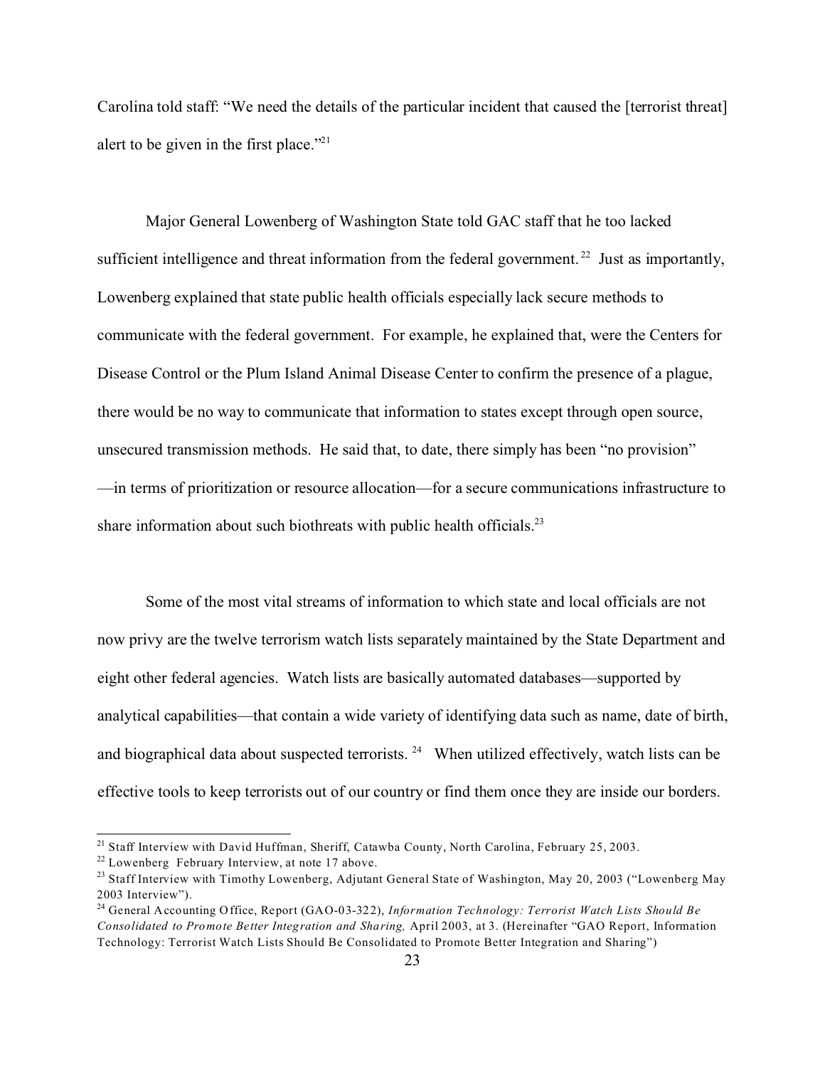Carolina told staff: "We need the details of the particular incident that caused the [terrorist threat] alert to be given in the first place."[21]

Major General Lowenberg of Washington State told GAC staff that he too lacked sufficient intelligence and threat information from the federal government.[22] Just as importantly, Lowenberg explained that state public health officials especially lack secure methods to communicate with the federal government. For example, he explained that, were the Centers for Disease Control or the Plum Island Animal Disease Center to confirm the presence of a plague, there would be no way to communicate that information to states except through open source, unsecured transmission methods. He said that, to date, there simply has been "no provision" —in terms of prioritization or resource allocation—for a secure communications infrastructure to share information about such biothreats with public health officials.[23]

Some of the most vital streams of information to which state and local officials are not now privy are the twelve terrorism watch lists separately maintained by the State Department and eight other federal agencies. Watch lists are basically automated databases—supported by analytical capabilities—that contain a wide variety of identifying data such as name, date of birth, and biographical data about suspected terrorists.[24] When utilized effectively, watch lists can be effective tools to keep terrorists out of our country or find them once they are inside our borders.

---

[21] Staff Interview with David Huffman, Sheriff, Catawba County, North Carolina, February 25, 2003.

[22] Lowenberg February Interview, at note 17 above.

[23] Staff Interview with Timothy Lowenberg, Adjutant General State of Washington, May 20, 2003 ("Lowenberg May 2003 Interview").

[24] General Accounting Office, Report (GAO-03-322), *Information Technology: Terrorist Watch Lists Should Be Consolidated to Promote Better Integration and Sharing,* April 2003, at 3. (Hereinafter "GAO Report, Information Technology: Terrorist Watch Lists Should Be Consolidated to Promote Better Integration and Sharing")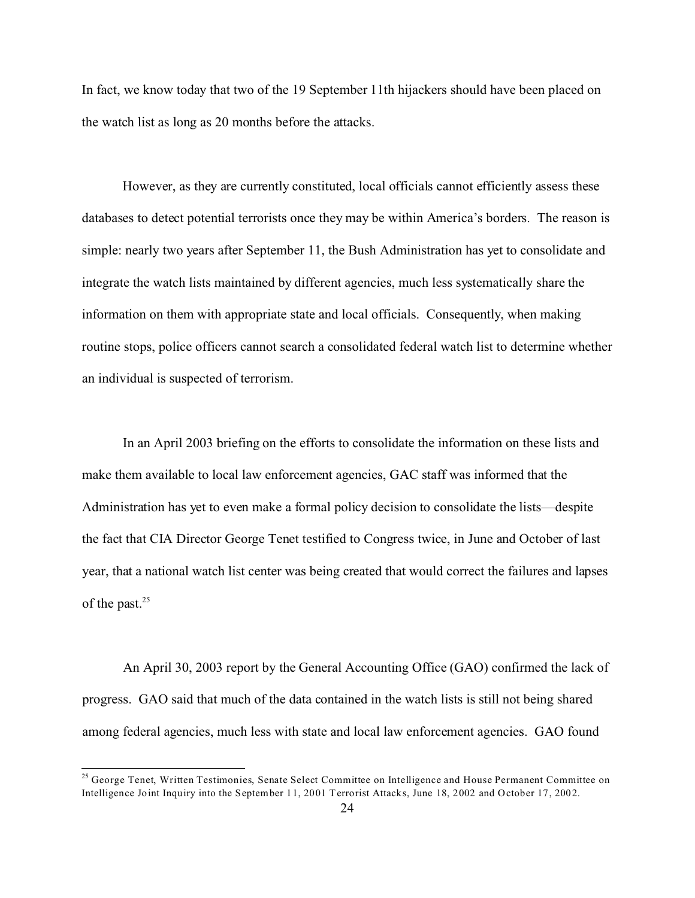In fact, we know today that two of the 19 September 11th hijackers should have been placed on the watch list as long as 20 months before the attacks.

However, as they are currently constituted, local officials cannot efficiently assess these databases to detect potential terrorists once they may be within America's borders. The reason is simple: nearly two years after September 11, the Bush Administration has yet to consolidate and integrate the watch lists maintained by different agencies, much less systematically share the information on them with appropriate state and local officials. Consequently, when making routine stops, police officers cannot search a consolidated federal watch list to determine whether an individual is suspected of terrorism.

In an April 2003 briefing on the efforts to consolidate the information on these lists and make them available to local law enforcement agencies, GAC staff was informed that the Administration has yet to even make a formal policy decision to consolidate the lists—despite the fact that CIA Director George Tenet testified to Congress twice, in June and October of last year, that a national watch list center was being created that would correct the failures and lapses of the past.[25]

An April 30, 2003 report by the General Accounting Office (GAO) confirmed the lack of progress. GAO said that much of the data contained in the watch lists is still not being shared among federal agencies, much less with state and local law enforcement agencies. GAO found

[25] George Tenet, Written Testimonies, Senate Select Committee on Intelligence and House Permanent Committee on Intelligence Joint Inquiry into the September 11, 2001 Terrorist Attacks, June 18, 2002 and October 17, 2002.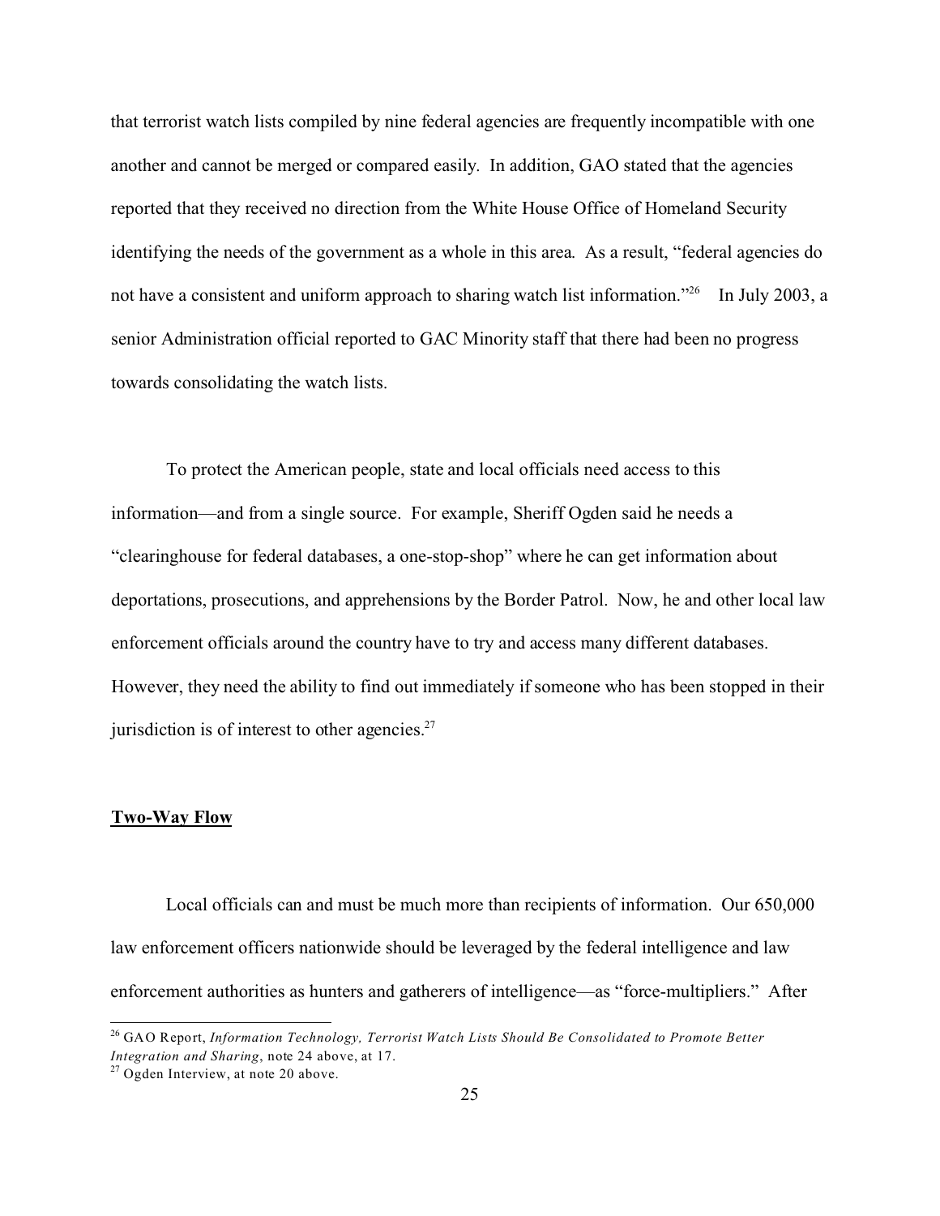that terrorist watch lists compiled by nine federal agencies are frequently incompatible with one another and cannot be merged or compared easily. In addition, GAO stated that the agencies reported that they received no direction from the White House Office of Homeland Security identifying the needs of the government as a whole in this area. As a result, "federal agencies do not have a consistent and uniform approach to sharing watch list information."[26] In July 2003, a senior Administration official reported to GAC Minority staff that there had been no progress towards consolidating the watch lists.

To protect the American people, state and local officials need access to this information—and from a single source. For example, Sheriff Ogden said he needs a "clearinghouse for federal databases, a one-stop-shop" where he can get information about deportations, prosecutions, and apprehensions by the Border Patrol. Now, he and other local law enforcement officials around the country have to try and access many different databases. However, they need the ability to find out immediately if someone who has been stopped in their jurisdiction is of interest to other agencies.[27]

**Two-Way Flow**

Local officials can and must be much more than recipients of information. Our 650,000 law enforcement officers nationwide should be leveraged by the federal intelligence and law enforcement authorities as hunters and gatherers of intelligence—as "force-multipliers." After

---

[26] GAO Report, *Information Technology, Terrorist Watch Lists Should Be Consolidated to Promote Better Integration and Sharing*, note 24 above, at 17.

[27] Ogden Interview, at note 20 above.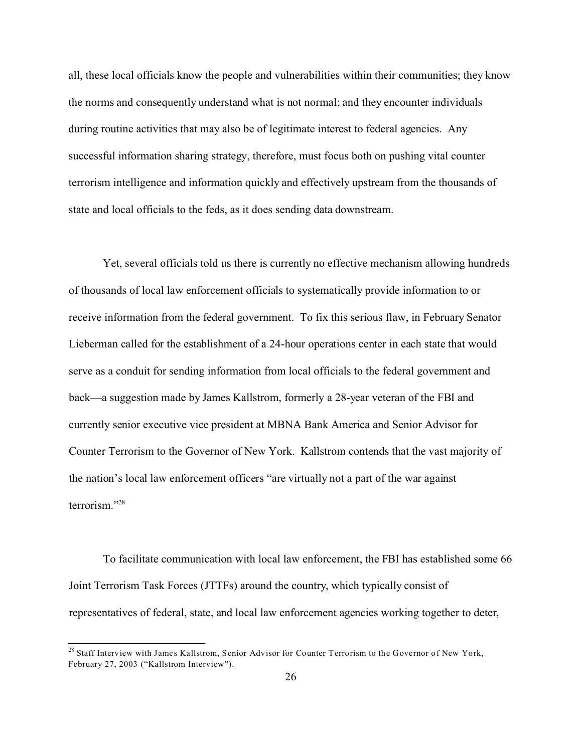all, these local officials know the people and vulnerabilities within their communities; they know the norms and consequently understand what is not normal; and they encounter individuals during routine activities that may also be of legitimate interest to federal agencies. Any successful information sharing strategy, therefore, must focus both on pushing vital counter terrorism intelligence and information quickly and effectively upstream from the thousands of state and local officials to the feds, as it does sending data downstream.

Yet, several officials told us there is currently no effective mechanism allowing hundreds of thousands of local law enforcement officials to systematically provide information to or receive information from the federal government. To fix this serious flaw, in February Senator Lieberman called for the establishment of a 24-hour operations center in each state that would serve as a conduit for sending information from local officials to the federal government and back—a suggestion made by James Kallstrom, formerly a 28-year veteran of the FBI and currently senior executive vice president at MBNA Bank America and Senior Advisor for Counter Terrorism to the Governor of New York. Kallstrom contends that the vast majority of the nation's local law enforcement officers "are virtually not a part of the war against terrorism."[28]

To facilitate communication with local law enforcement, the FBI has established some 66 Joint Terrorism Task Forces (JTTFs) around the country, which typically consist of representatives of federal, state, and local law enforcement agencies working together to deter,

---

[28] Staff Interview with James Kallstrom, Senior Advisor for Counter Terrorism to the Governor of New York, February 27, 2003 ("Kallstrom Interview").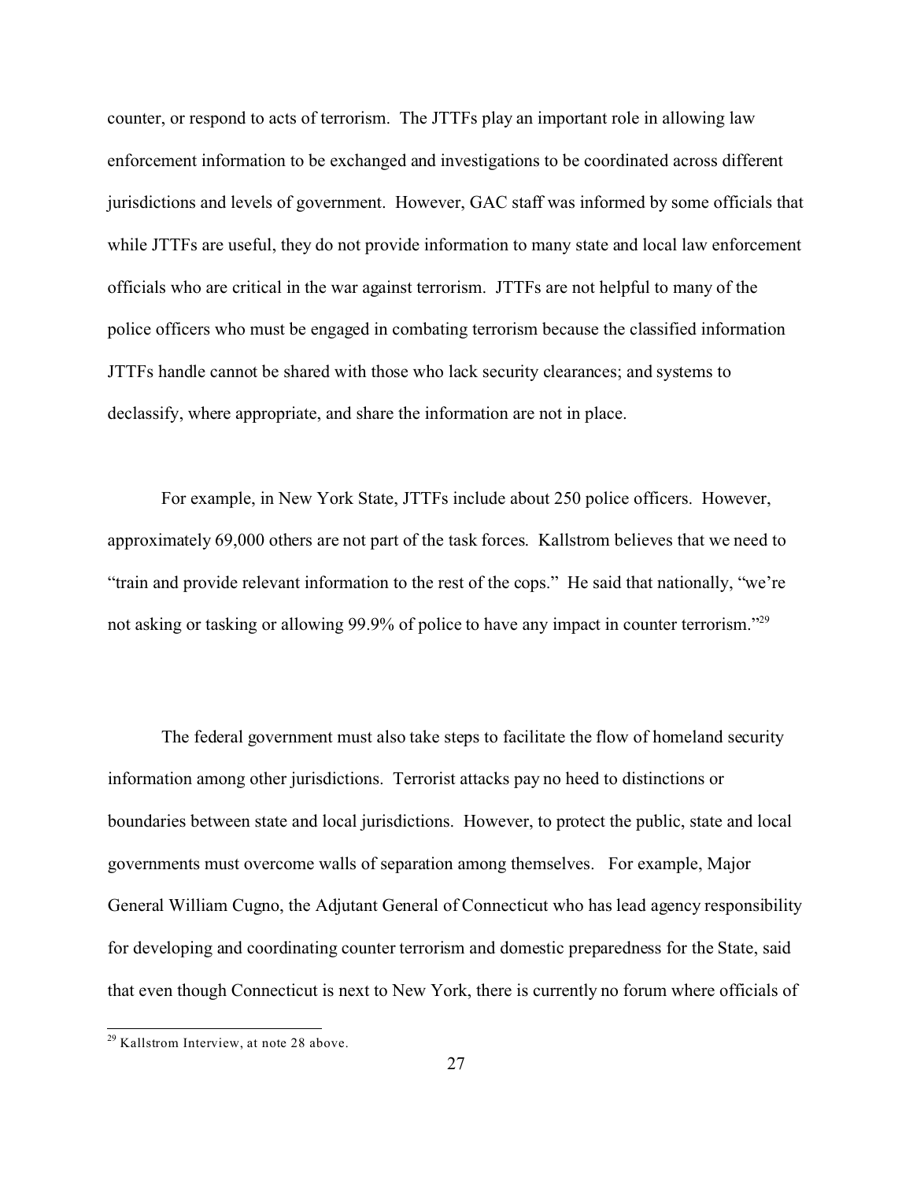counter, or respond to acts of terrorism. The JTTFs play an important role in allowing law enforcement information to be exchanged and investigations to be coordinated across different jurisdictions and levels of government. However, GAC staff was informed by some officials that while JTTFs are useful, they do not provide information to many state and local law enforcement officials who are critical in the war against terrorism. JTTFs are not helpful to many of the police officers who must be engaged in combating terrorism because the classified information JTTFs handle cannot be shared with those who lack security clearances; and systems to declassify, where appropriate, and share the information are not in place.

For example, in New York State, JTTFs include about 250 police officers. However, approximately 69,000 others are not part of the task forces. Kallstrom believes that we need to "train and provide relevant information to the rest of the cops." He said that nationally, "we're not asking or tasking or allowing 99.9% of police to have any impact in counter terrorism."[29]

The federal government must also take steps to facilitate the flow of homeland security information among other jurisdictions. Terrorist attacks pay no heed to distinctions or boundaries between state and local jurisdictions. However, to protect the public, state and local governments must overcome walls of separation among themselves. For example, Major General William Cugno, the Adjutant General of Connecticut who has lead agency responsibility for developing and coordinating counter terrorism and domestic preparedness for the State, said that even though Connecticut is next to New York, there is currently no forum where officials of

[29] Kallstrom Interview, at note 28 above.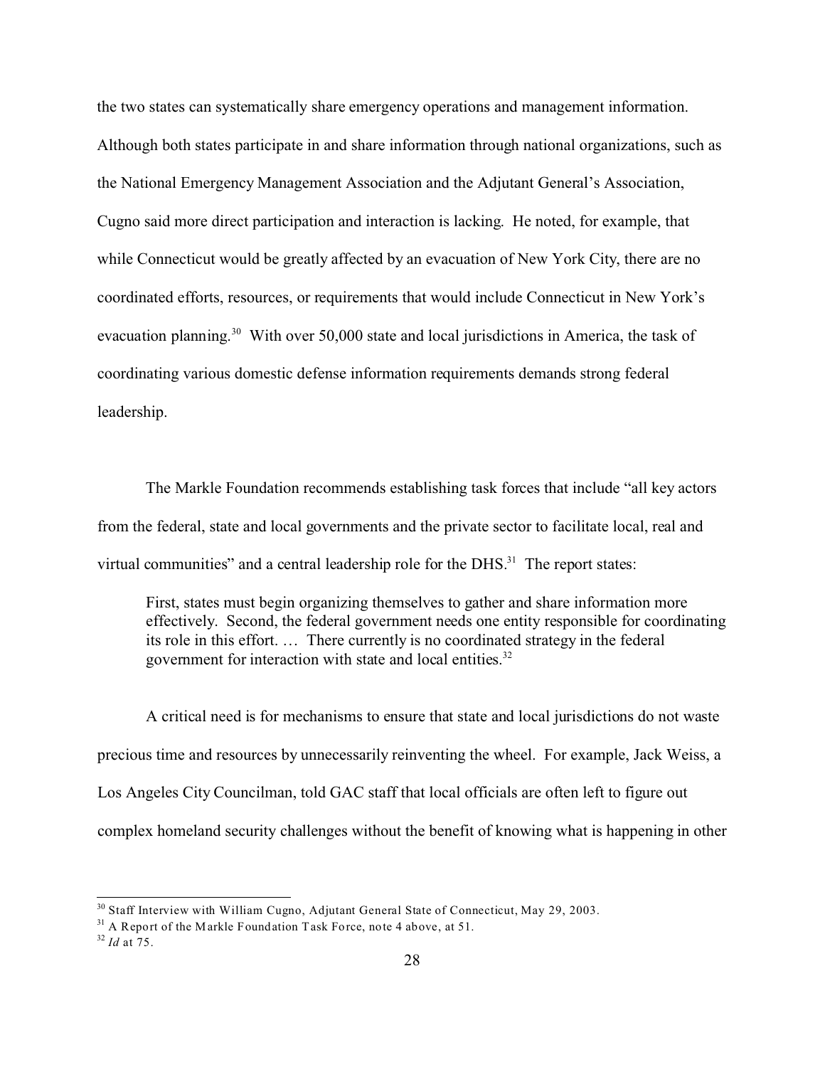the two states can systematically share emergency operations and management information. Although both states participate in and share information through national organizations, such as the National Emergency Management Association and the Adjutant General's Association, Cugno said more direct participation and interaction is lacking. He noted, for example, that while Connecticut would be greatly affected by an evacuation of New York City, there are no coordinated efforts, resources, or requirements that would include Connecticut in New York's evacuation planning.[30] With over 50,000 state and local jurisdictions in America, the task of coordinating various domestic defense information requirements demands strong federal leadership.

The Markle Foundation recommends establishing task forces that include "all key actors from the federal, state and local governments and the private sector to facilitate local, real and virtual communities" and a central leadership role for the DHS.[31] The report states:

> First, states must begin organizing themselves to gather and share information more effectively. Second, the federal government needs one entity responsible for coordinating its role in this effort. … There currently is no coordinated strategy in the federal government for interaction with state and local entities.[32]

A critical need is for mechanisms to ensure that state and local jurisdictions do not waste precious time and resources by unnecessarily reinventing the wheel. For example, Jack Weiss, a Los Angeles City Councilman, told GAC staff that local officials are often left to figure out complex homeland security challenges without the benefit of knowing what is happening in other

---

[30] Staff Interview with William Cugno, Adjutant General State of Connecticut, May 29, 2003.

[31] A Report of the Markle Foundation Task Force, note 4 above, at 51.

[32] *Id* at 75.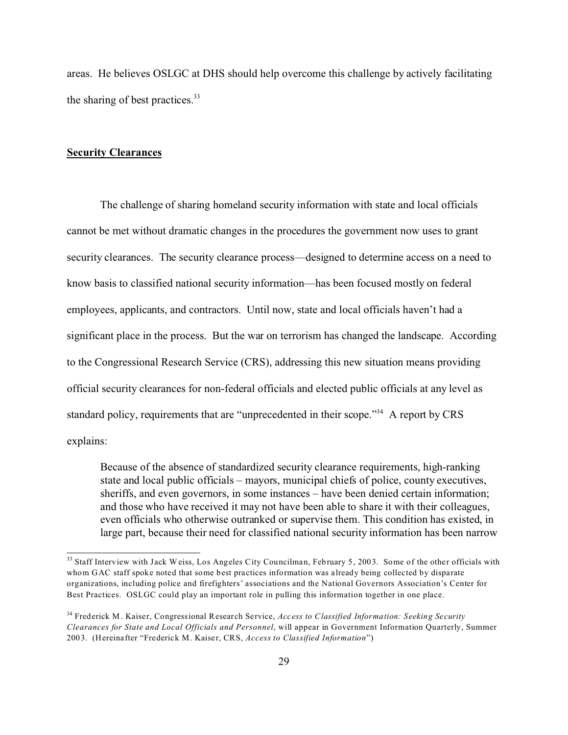areas. He believes OSLGC at DHS should help overcome this challenge by actively facilitating the sharing of best practices.[33]

## **Security Clearances**

The challenge of sharing homeland security information with state and local officials cannot be met without dramatic changes in the procedures the government now uses to grant security clearances. The security clearance process—designed to determine access on a need to know basis to classified national security information—has been focused mostly on federal employees, applicants, and contractors. Until now, state and local officials haven't had a significant place in the process. But the war on terrorism has changed the landscape. According to the Congressional Research Service (CRS), addressing this new situation means providing official security clearances for non-federal officials and elected public officials at any level as standard policy, requirements that are "unprecedented in their scope."[34] A report by CRS explains:

> Because of the absence of standardized security clearance requirements, high-ranking state and local public officials – mayors, municipal chiefs of police, county executives, sheriffs, and even governors, in some instances – have been denied certain information; and those who have received it may not have been able to share it with their colleagues, even officials who otherwise outranked or supervise them. This condition has existed, in large part, because their need for classified national security information has been narrow

---

[33] Staff Interview with Jack Weiss, Los Angeles City Councilman, February 5, 2003. Some of the other officials with whom GAC staff spoke noted that some best practices information was already being collected by disparate organizations, including police and firefighters' associations and the National Governors Association's Center for Best Practices. OSLGC could play an important role in pulling this information together in one place.

[34] Frederick M. Kaiser, Congressional Research Service, *Access to Classified Information: Seeking Security Clearances for State and Local Officials and Personnel*, will appear in Government Information Quarterly, Summer 2003. (Hereinafter "Frederick M. Kaiser, CRS, *Access to Classified Information*")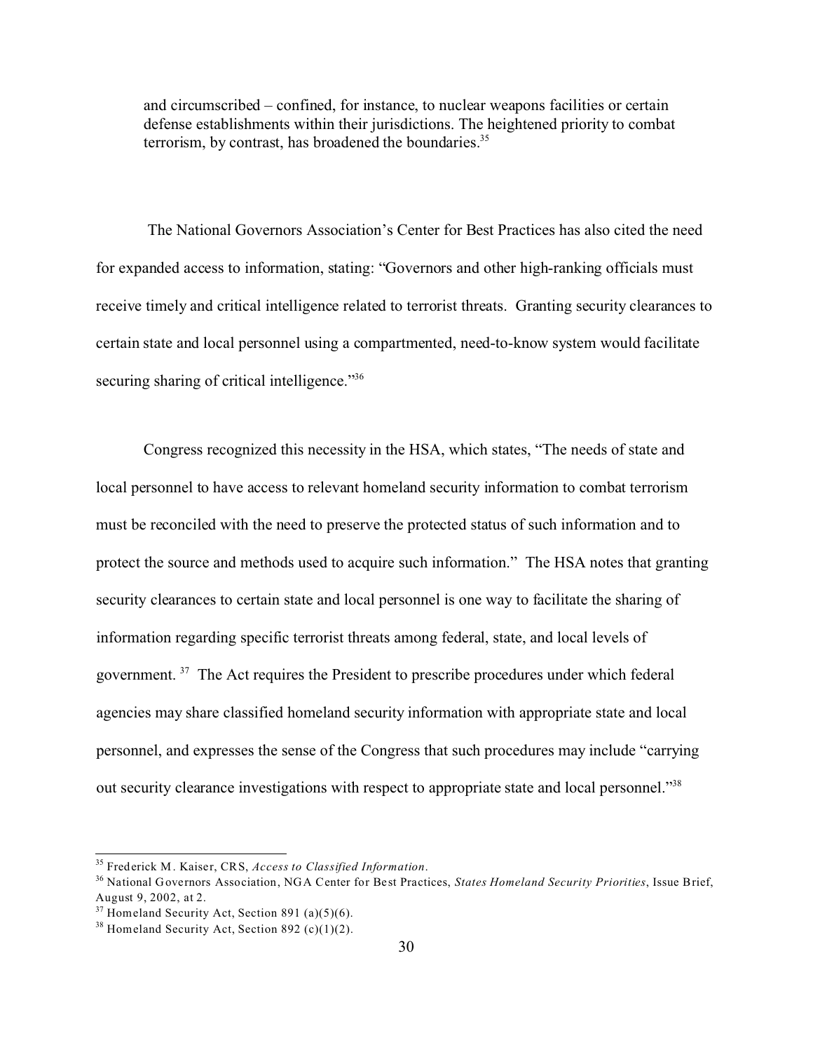> and circumscribed – confined, for instance, to nuclear weapons facilities or certain defense establishments within their jurisdictions. The heightened priority to combat terrorism, by contrast, has broadened the boundaries.[35]

The National Governors Association's Center for Best Practices has also cited the need for expanded access to information, stating: "Governors and other high-ranking officials must receive timely and critical intelligence related to terrorist threats. Granting security clearances to certain state and local personnel using a compartmented, need-to-know system would facilitate securing sharing of critical intelligence."[36]

Congress recognized this necessity in the HSA, which states, "The needs of state and local personnel to have access to relevant homeland security information to combat terrorism must be reconciled with the need to preserve the protected status of such information and to protect the source and methods used to acquire such information." The HSA notes that granting security clearances to certain state and local personnel is one way to facilitate the sharing of information regarding specific terrorist threats among federal, state, and local levels of government.[37] The Act requires the President to prescribe procedures under which federal agencies may share classified homeland security information with appropriate state and local personnel, and expresses the sense of the Congress that such procedures may include "carrying out security clearance investigations with respect to appropriate state and local personnel."[38]

---

[35] Frederick M. Kaiser, CRS, *Access to Classified Information*.

[36] National Governors Association, NGA Center for Best Practices, *States Homeland Security Priorities*, Issue Brief, August 9, 2002, at 2.

[37] Homeland Security Act, Section 891 (a)(5)(6).

[38] Homeland Security Act, Section 892 (c)(1)(2).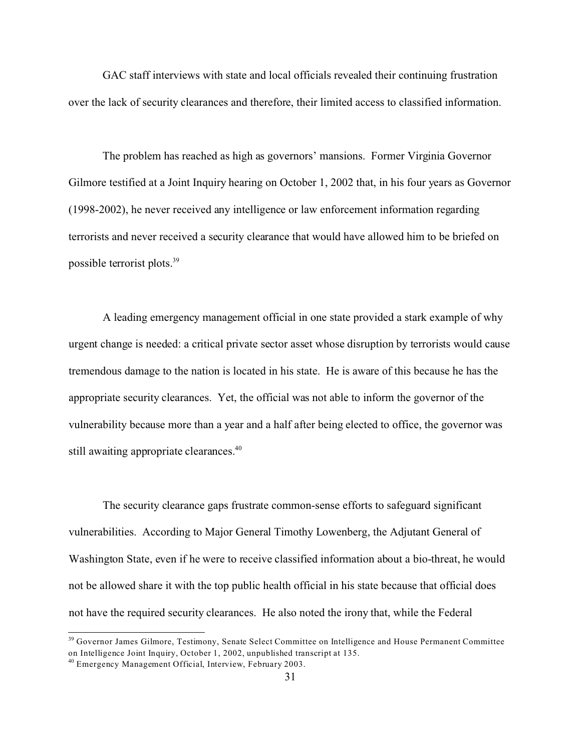GAC staff interviews with state and local officials revealed their continuing frustration over the lack of security clearances and therefore, their limited access to classified information.

The problem has reached as high as governors' mansions. Former Virginia Governor Gilmore testified at a Joint Inquiry hearing on October 1, 2002 that, in his four years as Governor (1998-2002), he never received any intelligence or law enforcement information regarding terrorists and never received a security clearance that would have allowed him to be briefed on possible terrorist plots.[39]

A leading emergency management official in one state provided a stark example of why urgent change is needed: a critical private sector asset whose disruption by terrorists would cause tremendous damage to the nation is located in his state. He is aware of this because he has the appropriate security clearances. Yet, the official was not able to inform the governor of the vulnerability because more than a year and a half after being elected to office, the governor was still awaiting appropriate clearances.[40]

The security clearance gaps frustrate common-sense efforts to safeguard significant vulnerabilities. According to Major General Timothy Lowenberg, the Adjutant General of Washington State, even if he were to receive classified information about a bio-threat, he would not be allowed share it with the top public health official in his state because that official does not have the required security clearances. He also noted the irony that, while the Federal

---

[39] Governor James Gilmore, Testimony, Senate Select Committee on Intelligence and House Permanent Committee on Intelligence Joint Inquiry, October 1, 2002, unpublished transcript at 135.

[40] Emergency Management Official, Interview, February 2003.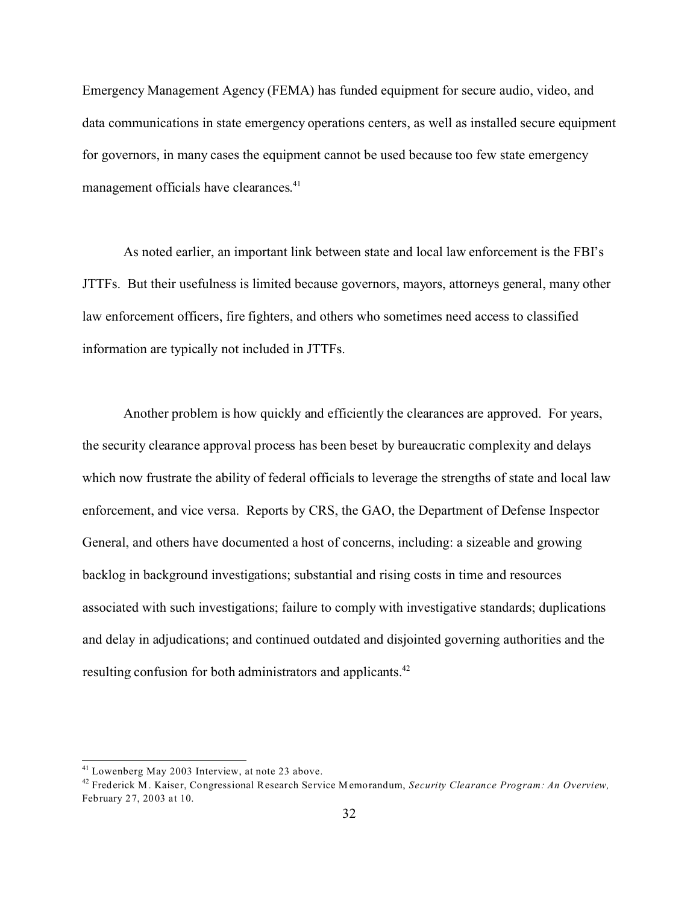Emergency Management Agency (FEMA) has funded equipment for secure audio, video, and data communications in state emergency operations centers, as well as installed secure equipment for governors, in many cases the equipment cannot be used because too few state emergency management officials have clearances.[41]

As noted earlier, an important link between state and local law enforcement is the FBI's JTTFs. But their usefulness is limited because governors, mayors, attorneys general, many other law enforcement officers, fire fighters, and others who sometimes need access to classified information are typically not included in JTTFs.

Another problem is how quickly and efficiently the clearances are approved. For years, the security clearance approval process has been beset by bureaucratic complexity and delays which now frustrate the ability of federal officials to leverage the strengths of state and local law enforcement, and vice versa. Reports by CRS, the GAO, the Department of Defense Inspector General, and others have documented a host of concerns, including: a sizeable and growing backlog in background investigations; substantial and rising costs in time and resources associated with such investigations; failure to comply with investigative standards; duplications and delay in adjudications; and continued outdated and disjointed governing authorities and the resulting confusion for both administrators and applicants.[42]

---

[41] Lowenberg May 2003 Interview, at note 23 above.

[42] Frederick M. Kaiser, Congressional Research Service Memorandum, *Security Clearance Program: An Overview,* February 27, 2003 at 10.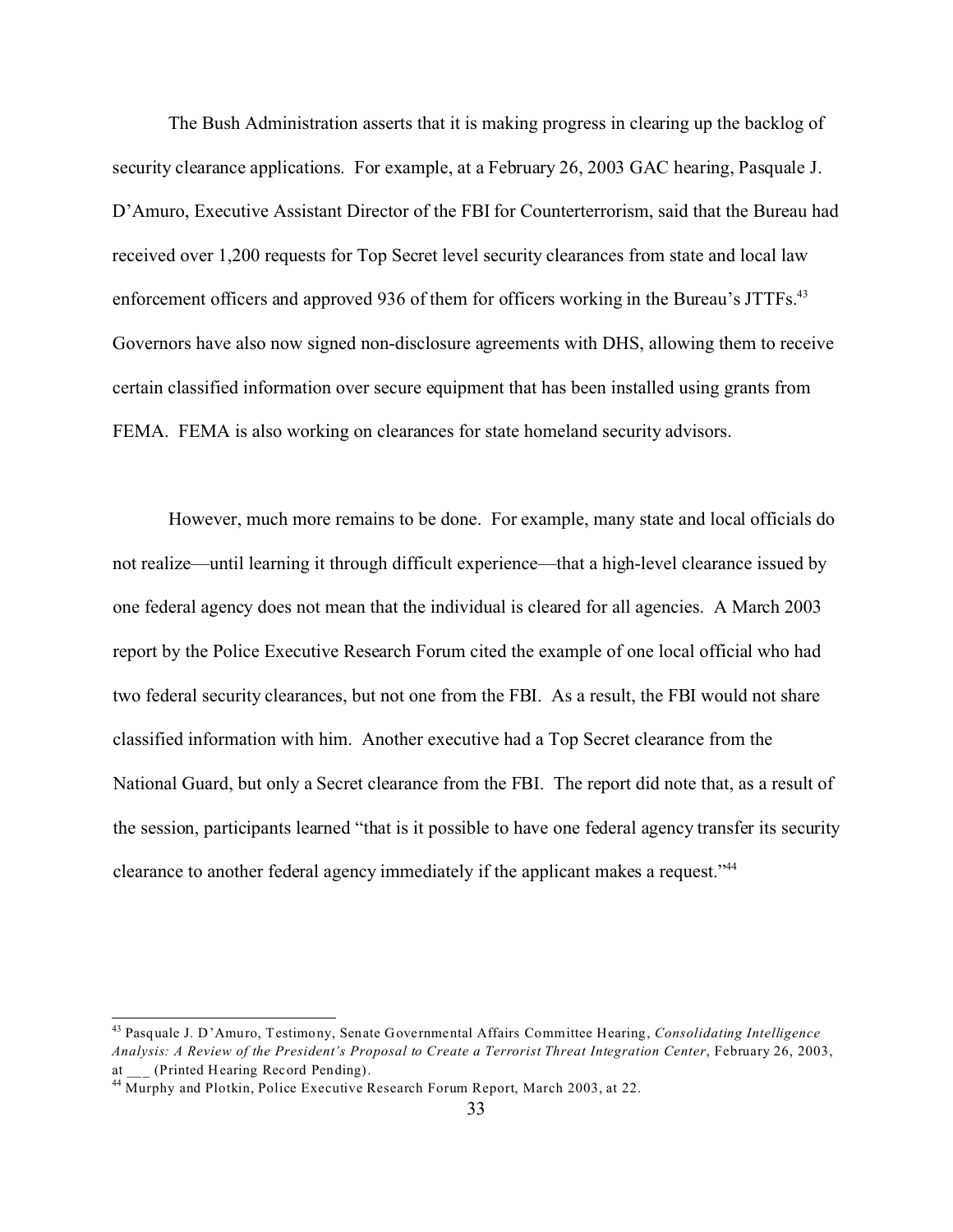The Bush Administration asserts that it is making progress in clearing up the backlog of security clearance applications. For example, at a February 26, 2003 GAC hearing, Pasquale J. D'Amuro, Executive Assistant Director of the FBI for Counterterrorism, said that the Bureau had received over 1,200 requests for Top Secret level security clearances from state and local law enforcement officers and approved 936 of them for officers working in the Bureau's JTTFs.[43] Governors have also now signed non-disclosure agreements with DHS, allowing them to receive certain classified information over secure equipment that has been installed using grants from FEMA. FEMA is also working on clearances for state homeland security advisors.

However, much more remains to be done. For example, many state and local officials do not realize—until learning it through difficult experience—that a high-level clearance issued by one federal agency does not mean that the individual is cleared for all agencies. A March 2003 report by the Police Executive Research Forum cited the example of one local official who had two federal security clearances, but not one from the FBI. As a result, the FBI would not share classified information with him. Another executive had a Top Secret clearance from the National Guard, but only a Secret clearance from the FBI. The report did note that, as a result of the session, participants learned "that is it possible to have one federal agency transfer its security clearance to another federal agency immediately if the applicant makes a request."[44]

---

[43] Pasquale J. D'Amuro, Testimony, Senate Governmental Affairs Committee Hearing, *Consolidating Intelligence Analysis: A Review of the President's Proposal to Create a Terrorist Threat Integration Center*, February 26, 2003, at ___ (Printed Hearing Record Pending).

[44] Murphy and Plotkin, Police Executive Research Forum Report, March 2003, at 22.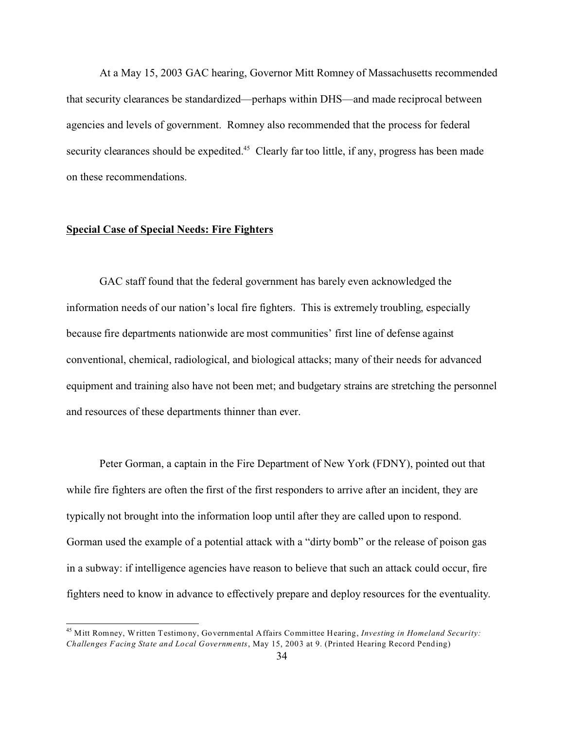At a May 15, 2003 GAC hearing, Governor Mitt Romney of Massachusetts recommended that security clearances be standardized—perhaps within DHS—and made reciprocal between agencies and levels of government. Romney also recommended that the process for federal security clearances should be expedited.[45] Clearly far too little, if any, progress has been made on these recommendations.

**<u>Special Case of Special Needs: Fire Fighters</u>**

GAC staff found that the federal government has barely even acknowledged the information needs of our nation's local fire fighters. This is extremely troubling, especially because fire departments nationwide are most communities' first line of defense against conventional, chemical, radiological, and biological attacks; many of their needs for advanced equipment and training also have not been met; and budgetary strains are stretching the personnel and resources of these departments thinner than ever.

Peter Gorman, a captain in the Fire Department of New York (FDNY), pointed out that while fire fighters are often the first of the first responders to arrive after an incident, they are typically not brought into the information loop until after they are called upon to respond. Gorman used the example of a potential attack with a "dirty bomb" or the release of poison gas in a subway: if intelligence agencies have reason to believe that such an attack could occur, fire fighters need to know in advance to effectively prepare and deploy resources for the eventuality.

---

[45] Mitt Romney, Written Testimony, Governmental Affairs Committee Hearing, *Investing in Homeland Security: Challenges Facing State and Local Governments*, May 15, 2003 at 9. (Printed Hearing Record Pending)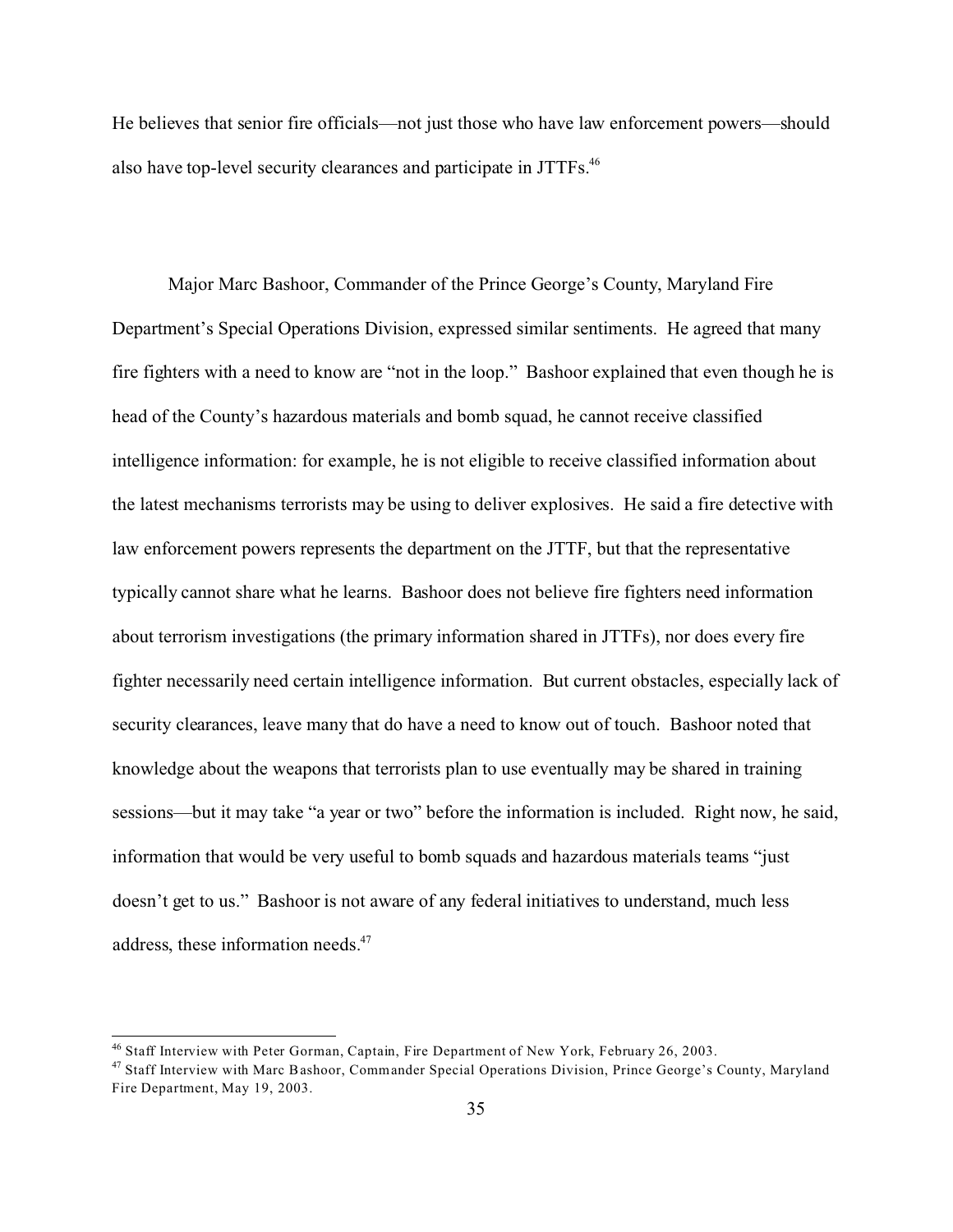He believes that senior fire officials—not just those who have law enforcement powers—should also have top-level security clearances and participate in JTTFs.[46]

Major Marc Bashoor, Commander of the Prince George's County, Maryland Fire Department's Special Operations Division, expressed similar sentiments. He agreed that many fire fighters with a need to know are "not in the loop." Bashoor explained that even though he is head of the County's hazardous materials and bomb squad, he cannot receive classified intelligence information: for example, he is not eligible to receive classified information about the latest mechanisms terrorists may be using to deliver explosives. He said a fire detective with law enforcement powers represents the department on the JTTF, but that the representative typically cannot share what he learns. Bashoor does not believe fire fighters need information about terrorism investigations (the primary information shared in JTTFs), nor does every fire fighter necessarily need certain intelligence information. But current obstacles, especially lack of security clearances, leave many that do have a need to know out of touch. Bashoor noted that knowledge about the weapons that terrorists plan to use eventually may be shared in training sessions—but it may take "a year or two" before the information is included. Right now, he said, information that would be very useful to bomb squads and hazardous materials teams "just doesn't get to us." Bashoor is not aware of any federal initiatives to understand, much less address, these information needs.[47]

---

[46] Staff Interview with Peter Gorman, Captain, Fire Department of New York, February 26, 2003.

[47] Staff Interview with Marc Bashoor, Commander Special Operations Division, Prince George's County, Maryland Fire Department, May 19, 2003.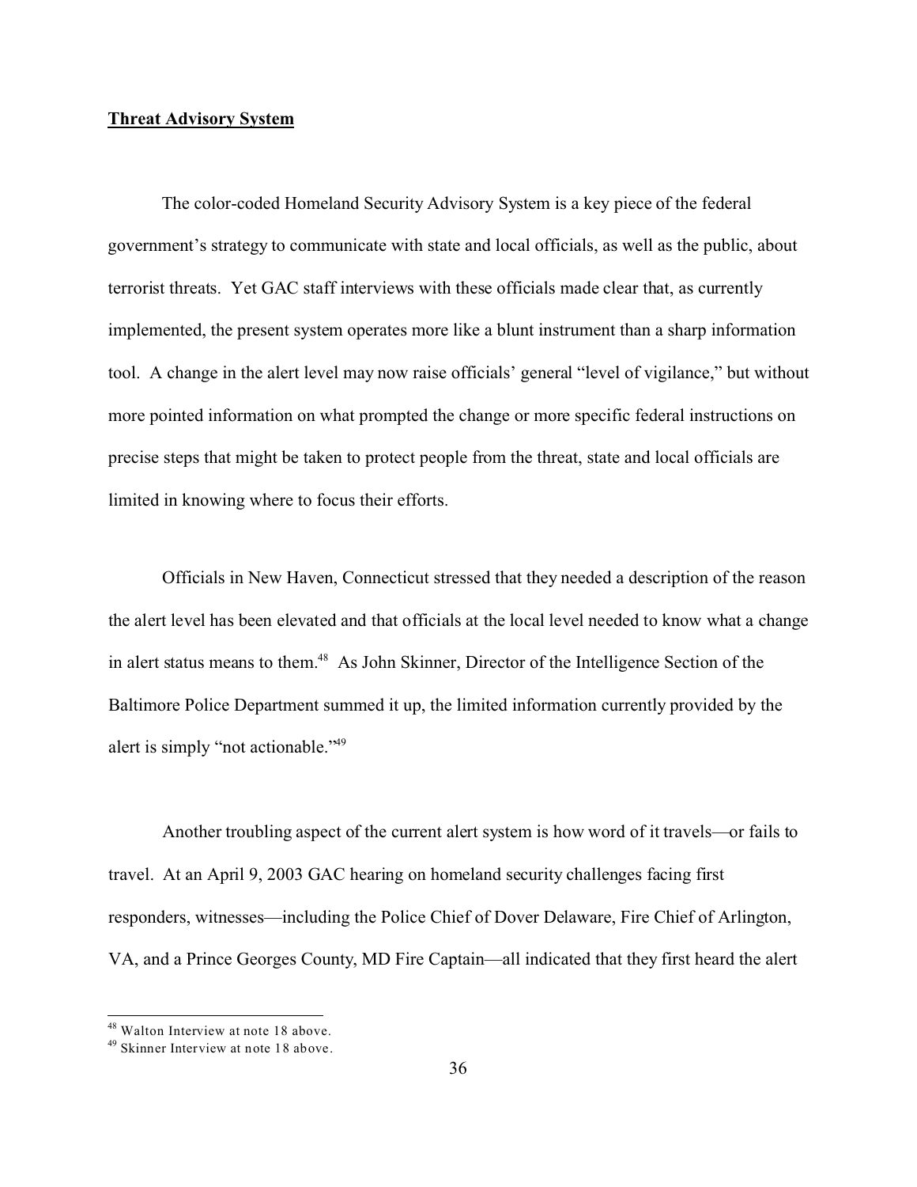**Threat Advisory System**

The color-coded Homeland Security Advisory System is a key piece of the federal government's strategy to communicate with state and local officials, as well as the public, about terrorist threats. Yet GAC staff interviews with these officials made clear that, as currently implemented, the present system operates more like a blunt instrument than a sharp information tool. A change in the alert level may now raise officials' general "level of vigilance," but without more pointed information on what prompted the change or more specific federal instructions on precise steps that might be taken to protect people from the threat, state and local officials are limited in knowing where to focus their efforts.

Officials in New Haven, Connecticut stressed that they needed a description of the reason the alert level has been elevated and that officials at the local level needed to know what a change in alert status means to them.[48] As John Skinner, Director of the Intelligence Section of the Baltimore Police Department summed it up, the limited information currently provided by the alert is simply "not actionable."[49]

Another troubling aspect of the current alert system is how word of it travels—or fails to travel. At an April 9, 2003 GAC hearing on homeland security challenges facing first responders, witnesses—including the Police Chief of Dover Delaware, Fire Chief of Arlington, VA, and a Prince Georges County, MD Fire Captain—all indicated that they first heard the alert

---

[48] Walton Interview at note 18 above.

[49] Skinner Interview at note 18 above.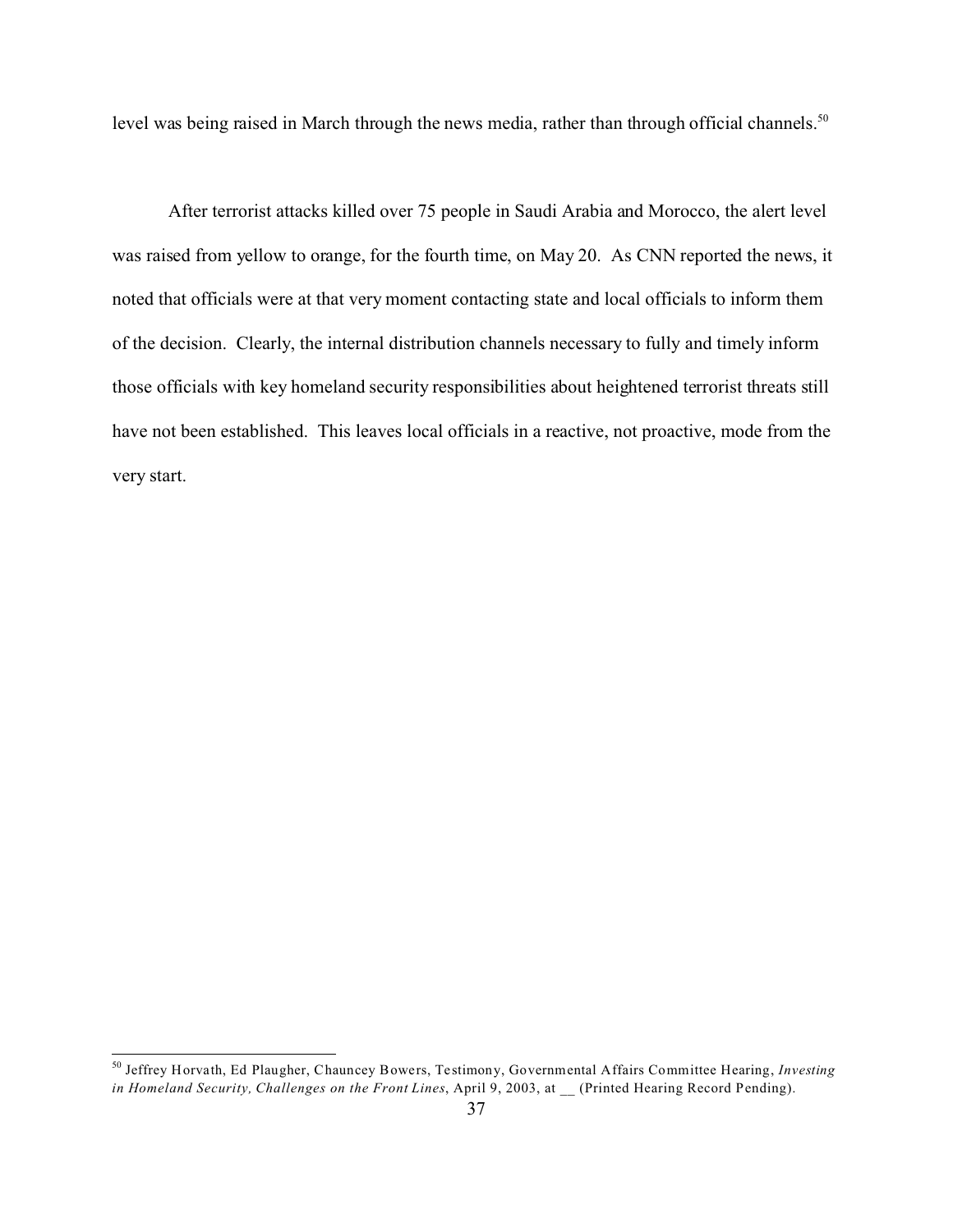level was being raised in March through the news media, rather than through official channels.[50]

After terrorist attacks killed over 75 people in Saudi Arabia and Morocco, the alert level was raised from yellow to orange, for the fourth time, on May 20. As CNN reported the news, it noted that officials were at that very moment contacting state and local officials to inform them of the decision. Clearly, the internal distribution channels necessary to fully and timely inform those officials with key homeland security responsibilities about heightened terrorist threats still have not been established. This leaves local officials in a reactive, not proactive, mode from the very start.

---

[50] Jeffrey Horvath, Ed Plaugher, Chauncey Bowers, Testimony, Governmental Affairs Committee Hearing, *Investing in Homeland Security, Challenges on the Front Lines*, April 9, 2003, at __ (Printed Hearing Record Pending).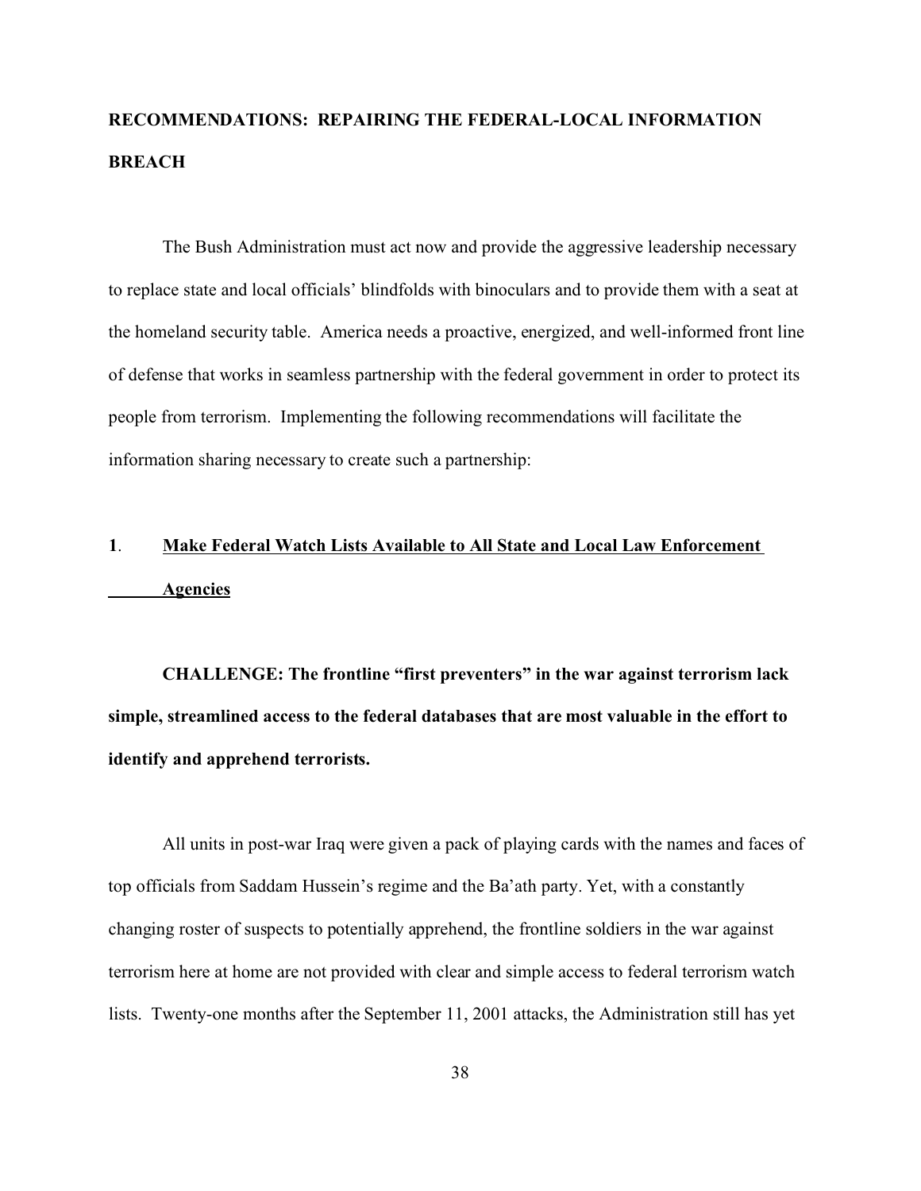## RECOMMENDATIONS: REPAIRING THE FEDERAL-LOCAL INFORMATION BREACH

The Bush Administration must act now and provide the aggressive leadership necessary to replace state and local officials' blindfolds with binoculars and to provide them with a seat at the homeland security table. America needs a proactive, energized, and well-informed front line of defense that works in seamless partnership with the federal government in order to protect its people from terrorism. Implementing the following recommendations will facilitate the information sharing necessary to create such a partnership:

### 1. <u>Make Federal Watch Lists Available to All State and Local Law Enforcement Agencies</u>

**CHALLENGE: The frontline "first preventers" in the war against terrorism lack simple, streamlined access to the federal databases that are most valuable in the effort to identify and apprehend terrorists.**

All units in post-war Iraq were given a pack of playing cards with the names and faces of top officials from Saddam Hussein's regime and the Ba'ath party. Yet, with a constantly changing roster of suspects to potentially apprehend, the frontline soldiers in the war against terrorism here at home are not provided with clear and simple access to federal terrorism watch lists. Twenty-one months after the September 11, 2001 attacks, the Administration still has yet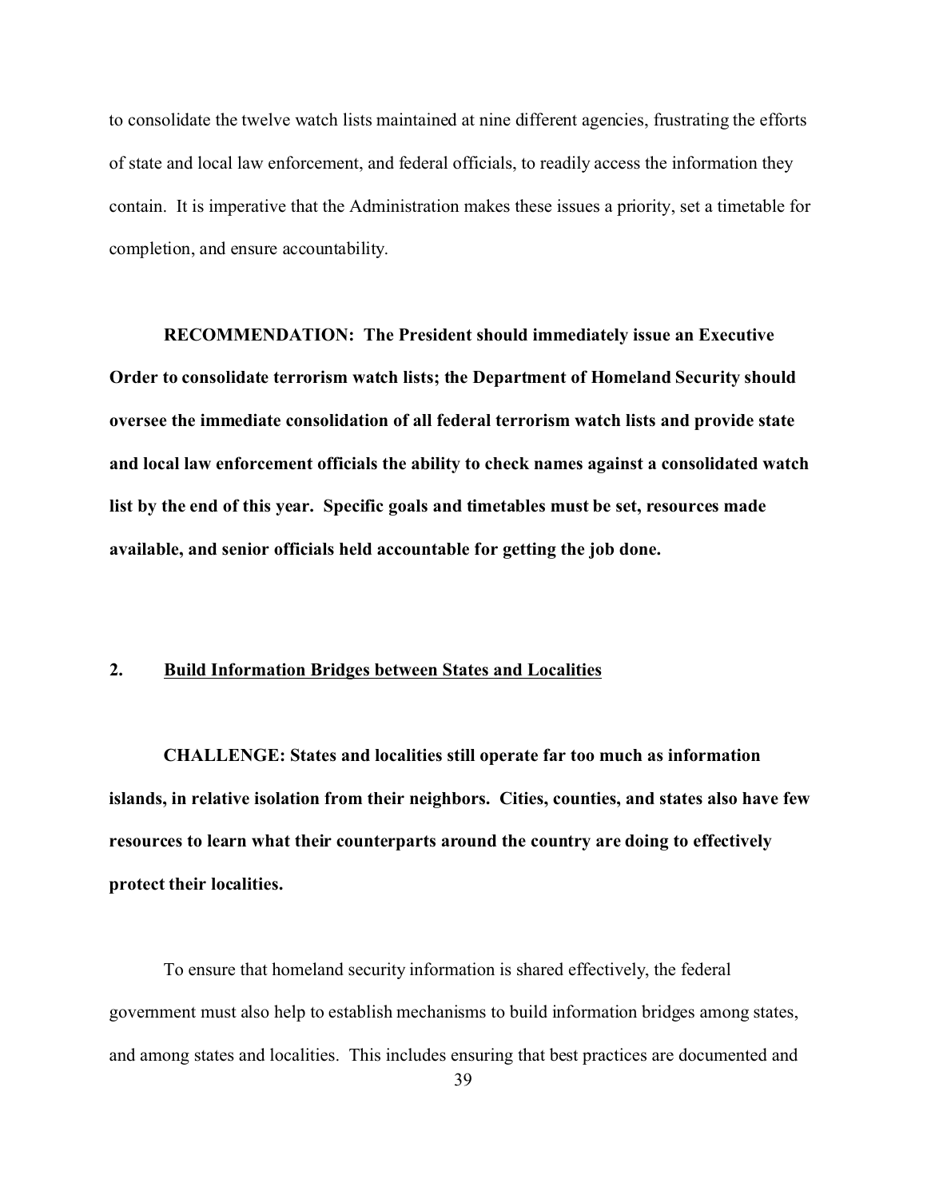to consolidate the twelve watch lists maintained at nine different agencies, frustrating the efforts of state and local law enforcement, and federal officials, to readily access the information they contain. It is imperative that the Administration makes these issues a priority, set a timetable for completion, and ensure accountability.

**RECOMMENDATION: The President should immediately issue an Executive Order to consolidate terrorism watch lists; the Department of Homeland Security should oversee the immediate consolidation of all federal terrorism watch lists and provide state and local law enforcement officials the ability to check names against a consolidated watch list by the end of this year. Specific goals and timetables must be set, resources made available, and senior officials held accountable for getting the job done.**

## 2. <u>Build Information Bridges between States and Localities</u>

**CHALLENGE: States and localities still operate far too much as information islands, in relative isolation from their neighbors. Cities, counties, and states also have few resources to learn what their counterparts around the country are doing to effectively protect their localities.**

To ensure that homeland security information is shared effectively, the federal government must also help to establish mechanisms to build information bridges among states, and among states and localities. This includes ensuring that best practices are documented and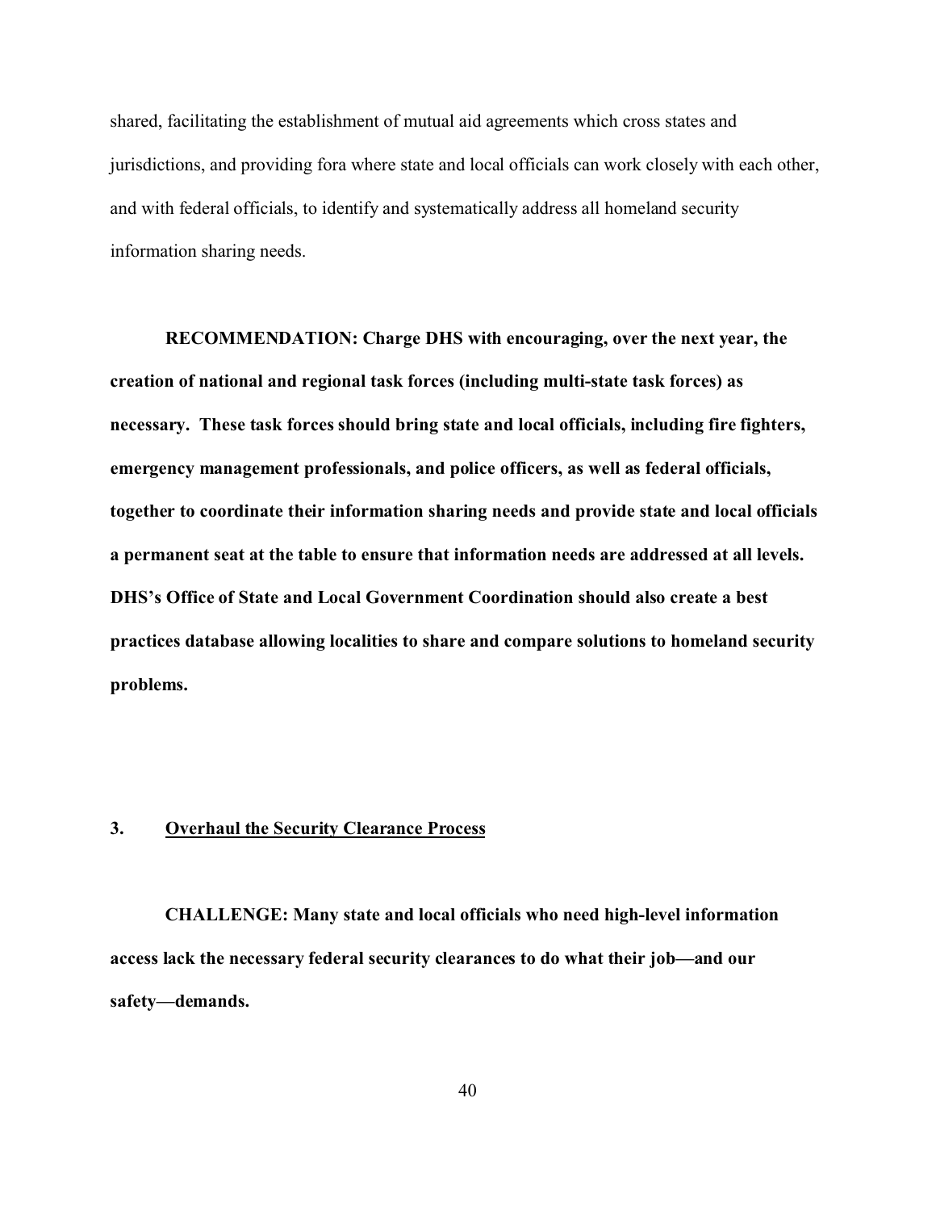shared, facilitating the establishment of mutual aid agreements which cross states and jurisdictions, and providing fora where state and local officials can work closely with each other, and with federal officials, to identify and systematically address all homeland security information sharing needs.

**RECOMMENDATION: Charge DHS with encouraging, over the next year, the creation of national and regional task forces (including multi-state task forces) as necessary. These task forces should bring state and local officials, including fire fighters, emergency management professionals, and police officers, as well as federal officials, together to coordinate their information sharing needs and provide state and local officials a permanent seat at the table to ensure that information needs are addressed at all levels. DHS's Office of State and Local Government Coordination should also create a best practices database allowing localities to share and compare solutions to homeland security problems.**

### 3. <u>Overhaul the Security Clearance Process</u>

**CHALLENGE: Many state and local officials who need high-level information access lack the necessary federal security clearances to do what their job—and our safety—demands.**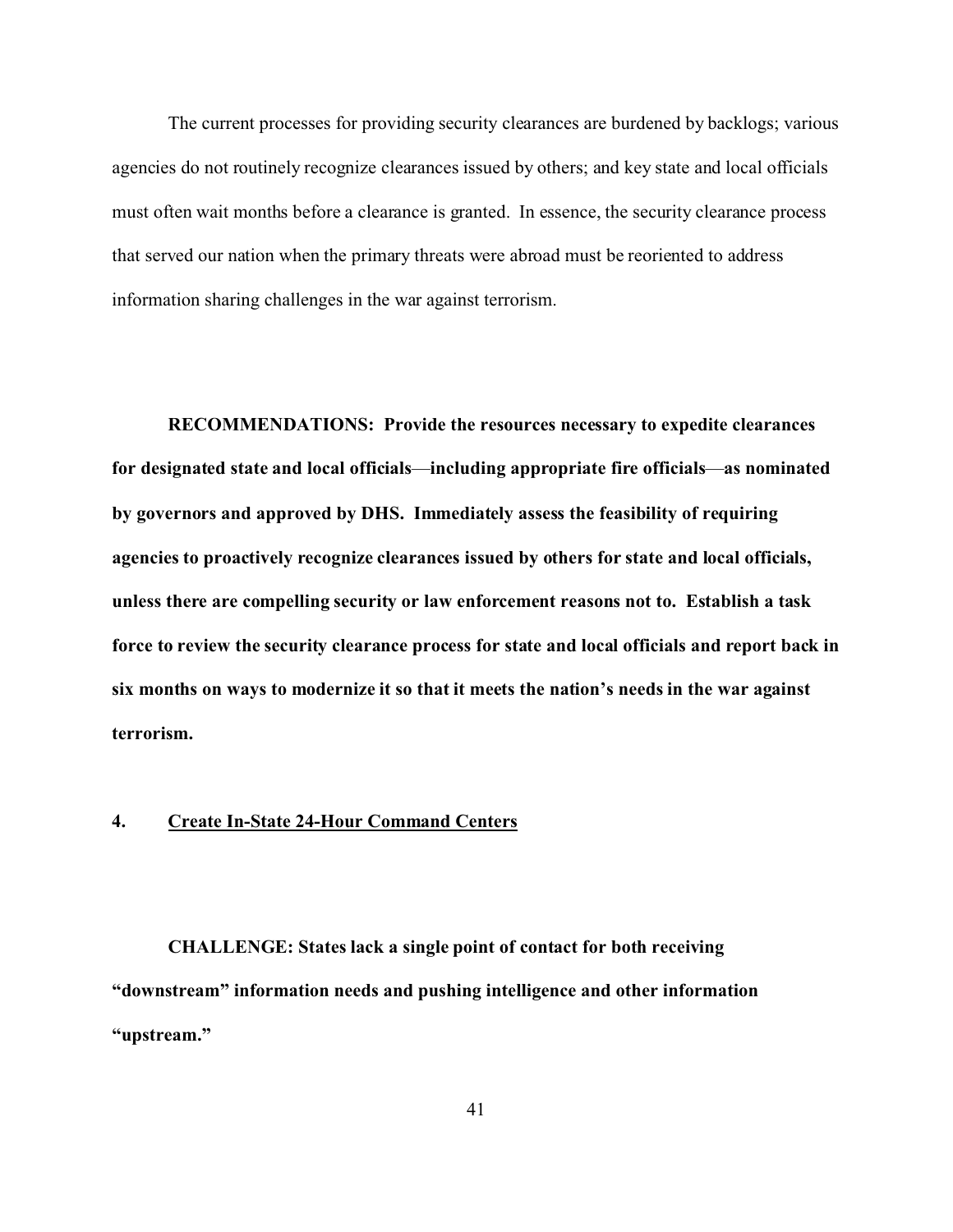The current processes for providing security clearances are burdened by backlogs; various agencies do not routinely recognize clearances issued by others; and key state and local officials must often wait months before a clearance is granted. In essence, the security clearance process that served our nation when the primary threats were abroad must be reoriented to address information sharing challenges in the war against terrorism.

**RECOMMENDATIONS: Provide the resources necessary to expedite clearances for designated state and local officials—including appropriate fire officials—as nominated by governors and approved by DHS. Immediately assess the feasibility of requiring agencies to proactively recognize clearances issued by others for state and local officials, unless there are compelling security or law enforcement reasons not to. Establish a task force to review the security clearance process for state and local officials and report back in six months on ways to modernize it so that it meets the nation's needs in the war against terrorism.**

### 4. Create In-State 24-Hour Command Centers

**CHALLENGE: States lack a single point of contact for both receiving "downstream" information needs and pushing intelligence and other information "upstream."**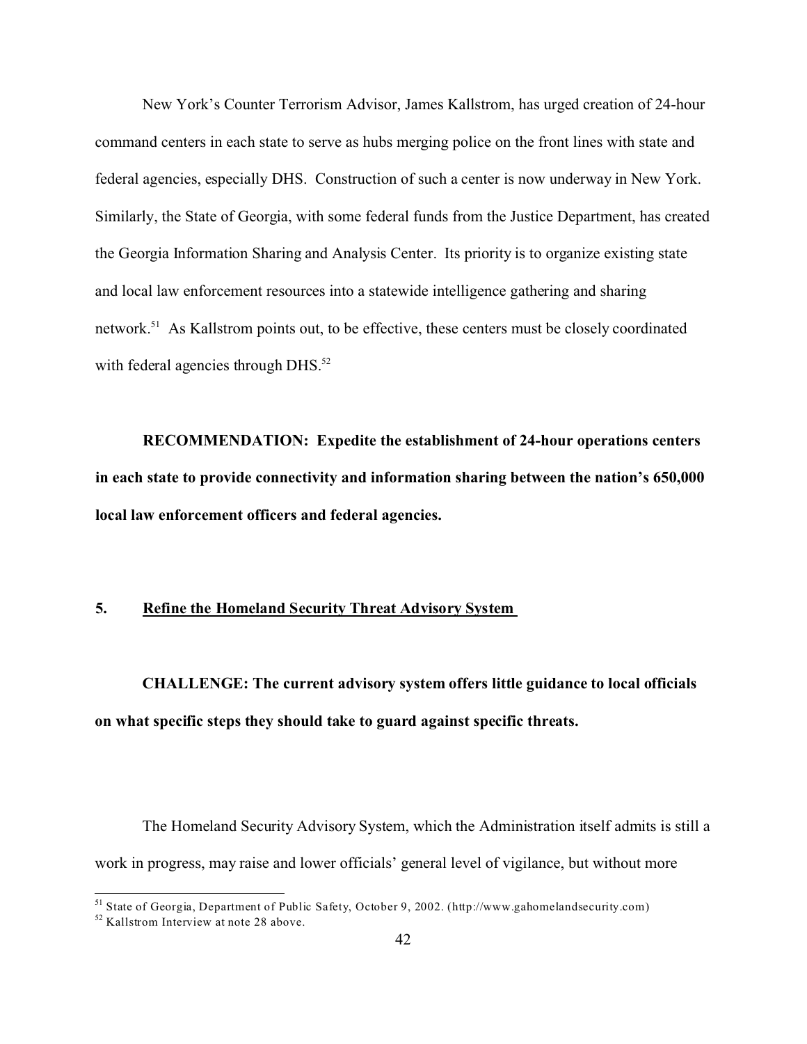New York's Counter Terrorism Advisor, James Kallstrom, has urged creation of 24-hour command centers in each state to serve as hubs merging police on the front lines with state and federal agencies, especially DHS. Construction of such a center is now underway in New York. Similarly, the State of Georgia, with some federal funds from the Justice Department, has created the Georgia Information Sharing and Analysis Center. Its priority is to organize existing state and local law enforcement resources into a statewide intelligence gathering and sharing network.[51] As Kallstrom points out, to be effective, these centers must be closely coordinated with federal agencies through DHS.[52]

**RECOMMENDATION: Expedite the establishment of 24-hour operations centers in each state to provide connectivity and information sharing between the nation's 650,000 local law enforcement officers and federal agencies.**

### 5. Refine the Homeland Security Threat Advisory System

**CHALLENGE: The current advisory system offers little guidance to local officials on what specific steps they should take to guard against specific threats.**

The Homeland Security Advisory System, which the Administration itself admits is still a work in progress, may raise and lower officials' general level of vigilance, but without more

---

[51] State of Georgia, Department of Public Safety, October 9, 2002. (http://www.gahomelandsecurity.com)

[52] Kallstrom Interview at note 28 above.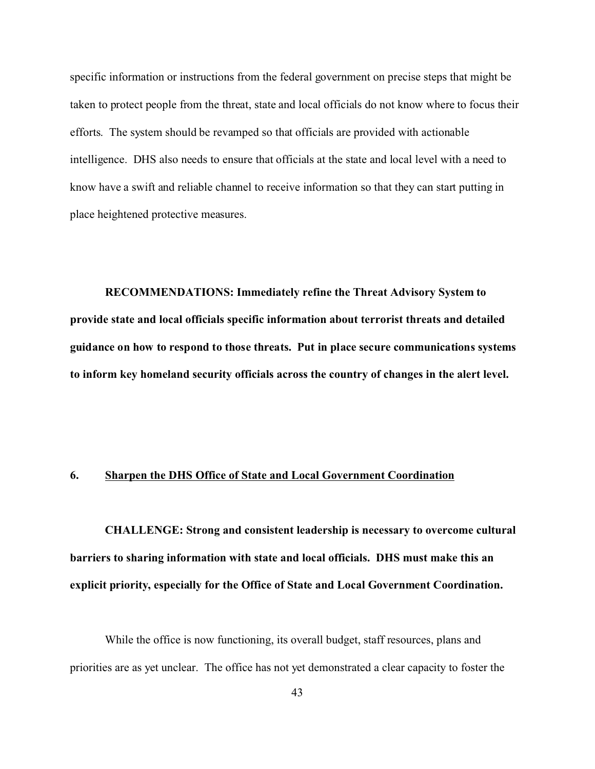specific information or instructions from the federal government on precise steps that might be taken to protect people from the threat, state and local officials do not know where to focus their efforts. The system should be revamped so that officials are provided with actionable intelligence. DHS also needs to ensure that officials at the state and local level with a need to know have a swift and reliable channel to receive information so that they can start putting in place heightened protective measures.

**RECOMMENDATIONS: Immediately refine the Threat Advisory System to provide state and local officials specific information about terrorist threats and detailed guidance on how to respond to those threats. Put in place secure communications systems to inform key homeland security officials across the country of changes in the alert level.**

## 6. Sharpen the DHS Office of State and Local Government Coordination

**CHALLENGE: Strong and consistent leadership is necessary to overcome cultural barriers to sharing information with state and local officials. DHS must make this an explicit priority, especially for the Office of State and Local Government Coordination.**

While the office is now functioning, its overall budget, staff resources, plans and priorities are as yet unclear. The office has not yet demonstrated a clear capacity to foster the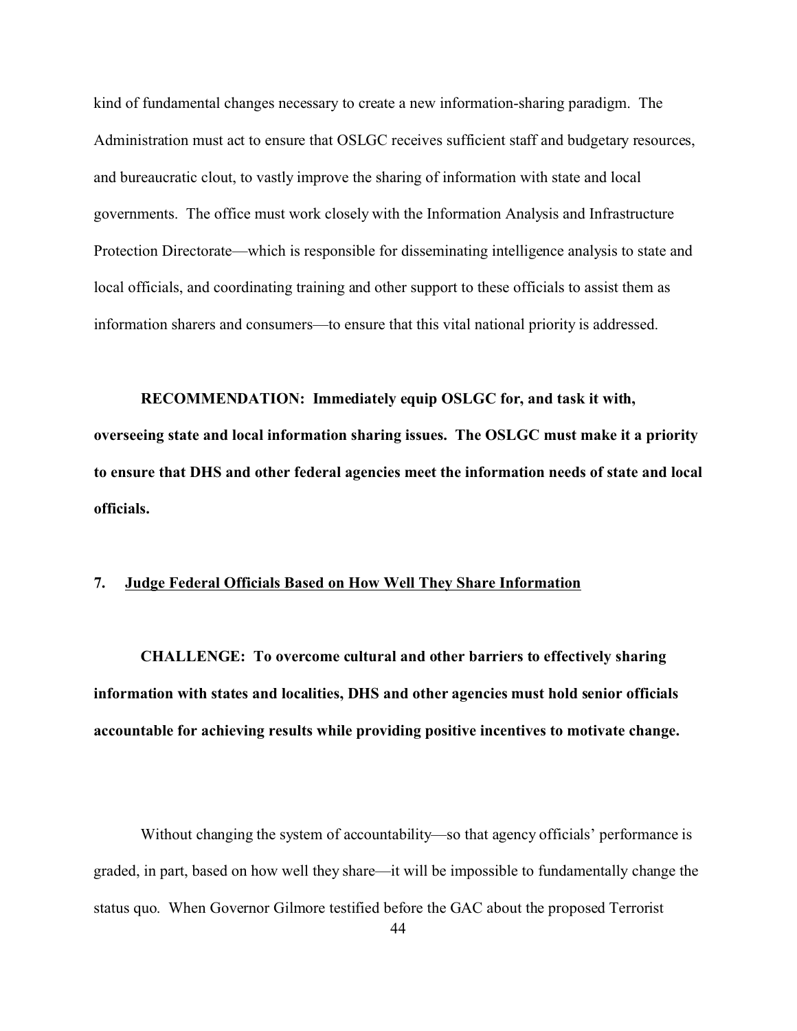kind of fundamental changes necessary to create a new information-sharing paradigm. The Administration must act to ensure that OSLGC receives sufficient staff and budgetary resources, and bureaucratic clout, to vastly improve the sharing of information with state and local governments. The office must work closely with the Information Analysis and Infrastructure Protection Directorate—which is responsible for disseminating intelligence analysis to state and local officials, and coordinating training and other support to these officials to assist them as information sharers and consumers—to ensure that this vital national priority is addressed.

**RECOMMENDATION: Immediately equip OSLGC for, and task it with, overseeing state and local information sharing issues. The OSLGC must make it a priority to ensure that DHS and other federal agencies meet the information needs of state and local officials.**

## 7. Judge Federal Officials Based on How Well They Share Information

**CHALLENGE: To overcome cultural and other barriers to effectively sharing information with states and localities, DHS and other agencies must hold senior officials accountable for achieving results while providing positive incentives to motivate change.**

Without changing the system of accountability—so that agency officials' performance is graded, in part, based on how well they share—it will be impossible to fundamentally change the status quo. When Governor Gilmore testified before the GAC about the proposed Terrorist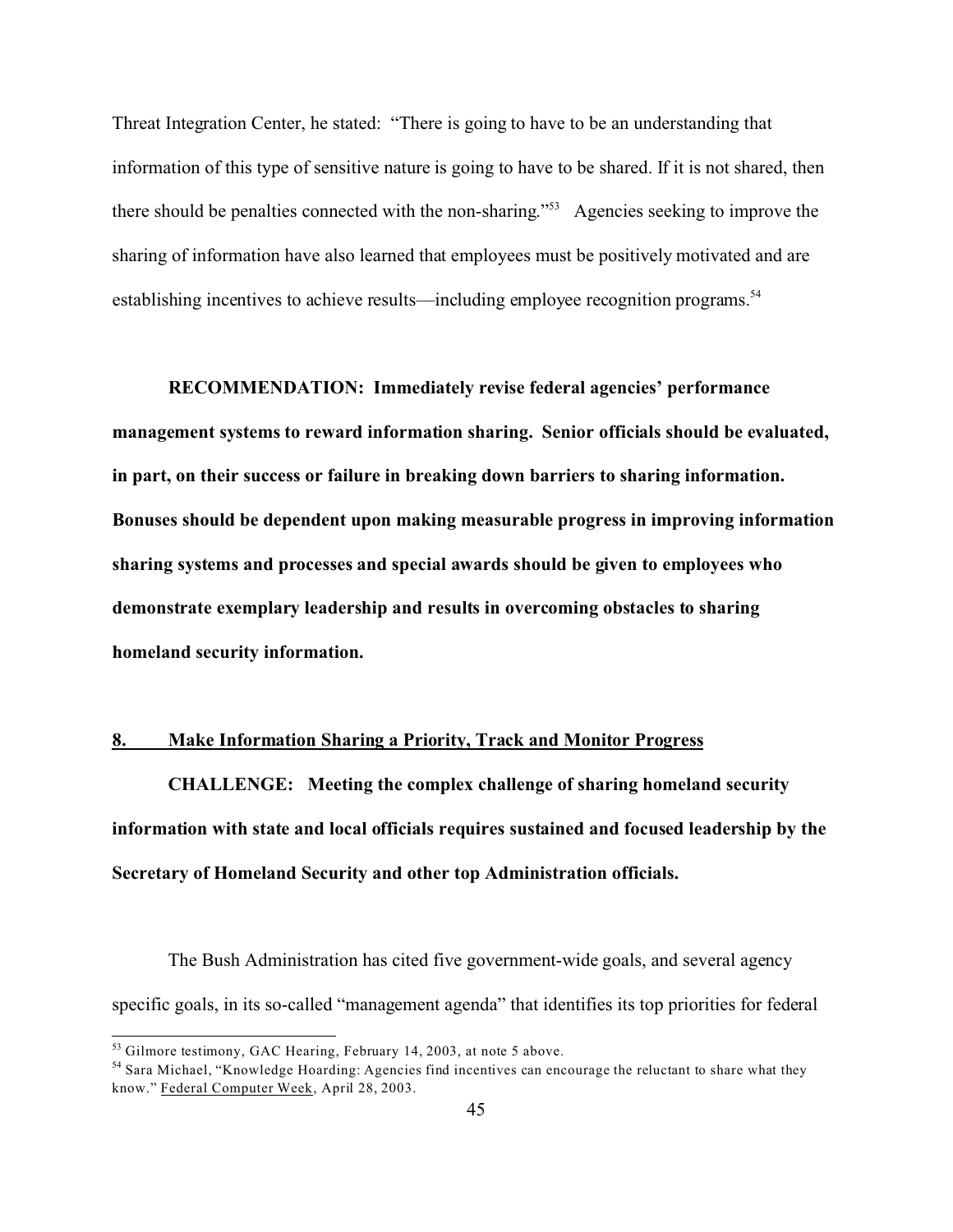Threat Integration Center, he stated: "There is going to have to be an understanding that information of this type of sensitive nature is going to have to be shared. If it is not shared, then there should be penalties connected with the non-sharing."[53] Agencies seeking to improve the sharing of information have also learned that employees must be positively motivated and are establishing incentives to achieve results—including employee recognition programs.[54]

**RECOMMENDATION: Immediately revise federal agencies' performance management systems to reward information sharing. Senior officials should be evaluated, in part, on their success or failure in breaking down barriers to sharing information. Bonuses should be dependent upon making measurable progress in improving information sharing systems and processes and special awards should be given to employees who demonstrate exemplary leadership and results in overcoming obstacles to sharing homeland security information.**

## 8. Make Information Sharing a Priority, Track and Monitor Progress

**CHALLENGE: Meeting the complex challenge of sharing homeland security information with state and local officials requires sustained and focused leadership by the Secretary of Homeland Security and other top Administration officials.**

The Bush Administration has cited five government-wide goals, and several agency specific goals, in its so-called "management agenda" that identifies its top priorities for federal

---

[53] Gilmore testimony, GAC Hearing, February 14, 2003, at note 5 above.

[54] Sara Michael, "Knowledge Hoarding: Agencies find incentives can encourage the reluctant to share what they know." Federal Computer Week, April 28, 2003.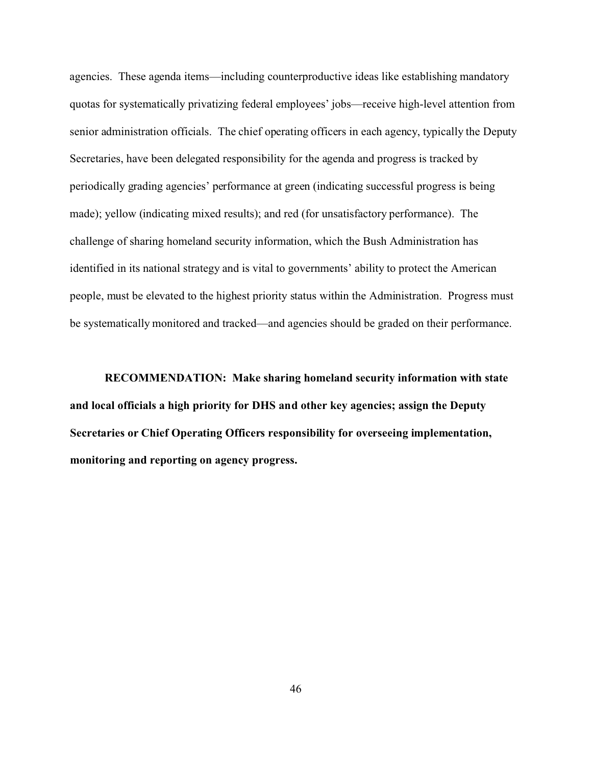agencies. These agenda items—including counterproductive ideas like establishing mandatory quotas for systematically privatizing federal employees' jobs—receive high-level attention from senior administration officials. The chief operating officers in each agency, typically the Deputy Secretaries, have been delegated responsibility for the agenda and progress is tracked by periodically grading agencies' performance at green (indicating successful progress is being made); yellow (indicating mixed results); and red (for unsatisfactory performance). The challenge of sharing homeland security information, which the Bush Administration has identified in its national strategy and is vital to governments' ability to protect the American people, must be elevated to the highest priority status within the Administration. Progress must be systematically monitored and tracked—and agencies should be graded on their performance.

**RECOMMENDATION: Make sharing homeland security information with state and local officials a high priority for DHS and other key agencies; assign the Deputy Secretaries or Chief Operating Officers responsibility for overseeing implementation, monitoring and reporting on agency progress.**